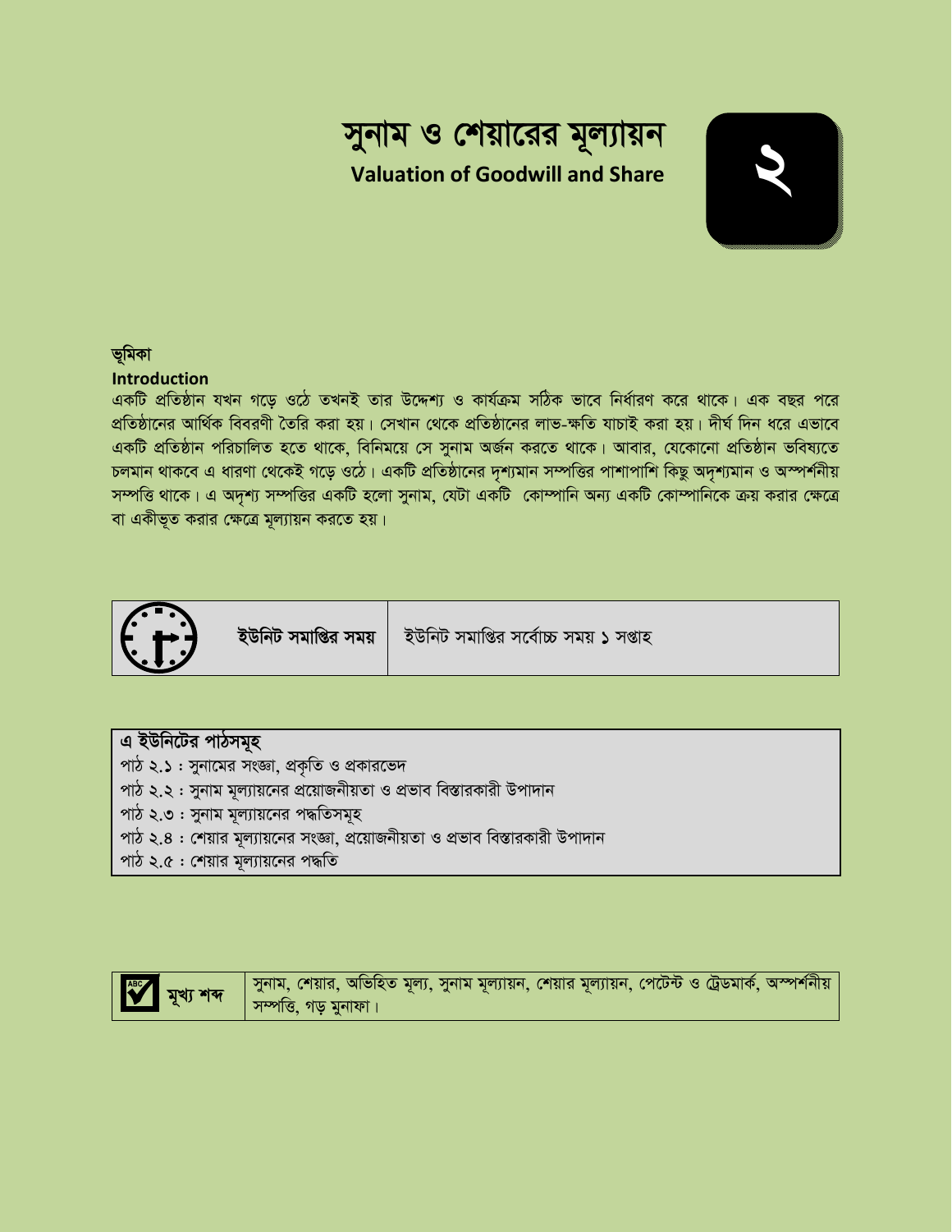# সুনাম ও শেয়ারের মূল্যায়ন

**Valuation of Goodwill and Share**

২

## ভূমিকা

**Introduction**

একটি প্রতিষ্ঠান যখন গড়ে ওঠে তখনই তার উদ্দেশ্য ও কার্যক্রম সঠিক ভাবে নির্ধারণ করে থাকে। এক বছর পরে প্রতিষ্ঠানের আর্থিক বিবরণী তৈরি করা হয়। সেখান থেকে প্রতিষ্ঠানের লাভ-ক্ষতি যাচাই করা হয়। দীর্ঘ দিন ধরে এভাবে একটি প্রতিষ্ঠান পরিচালিত হতে থাকে, বিনিময়ে সে সুনাম অর্জন করতে থাকে। আবার, যেকোনো প্রতিষ্ঠান ভবিষ্যতে চলমান থাকবে এ ধারণা থেকেই গড়ে ওঠে। একটি প্রতিষ্ঠানের দৃশ্যমান সম্পত্তির পাশাপাশি কিছু অদৃশ্যমান ও অস্পর্শনীয় সম্পত্তি থাকে। এ অদৃশ্য সম্পত্তির একটি হলো সুনাম, যেটা একটি কোম্পানি অন্য একটি কোম্পানিকে ক্রয় করার ক্ষেত্রে বা একীভূত করার ক্ষেত্রে মূল্যায়ন করতে হয়।

| **ইউনিট সমাপ্তির সময়** | ইউনিট সমাপ্তির সর্বোচ্চ সময় ১ সপ্তাহ |
|---|---|

**এ ইউনিটের পাঠসমূহ**

পাঠ ২.১ : সুনামের সংজ্ঞা, প্রকৃতি ও প্রকারভেদ
পাঠ ২.২ : সুনাম মূল্যায়নের প্রয়োজনীয়তা ও প্রভাব বিস্তারকারী উপাদান
পাঠ ২.৩ : সুনাম মূল্যায়নের পদ্ধতিসমূহ
পাঠ ২.৪ : শেয়ার মূল্যায়নের সংজ্ঞা, প্রয়োজনীয়তা ও প্রভাব বিস্তারকারী উপাদান
পাঠ ২.৫ : শেয়ার মূল্যায়নের পদ্ধতি

| **মূখ্য শব্দ** | সুনাম, শেয়ার, অভিহিত মূল্য, সুনাম মূল্যায়ন, শেয়ার মূল্যায়ন, পেটেন্ট ও ট্রেডমার্ক, অস্পর্শনীয় সম্পত্তি, গড় মুনাফা। |
|---|---|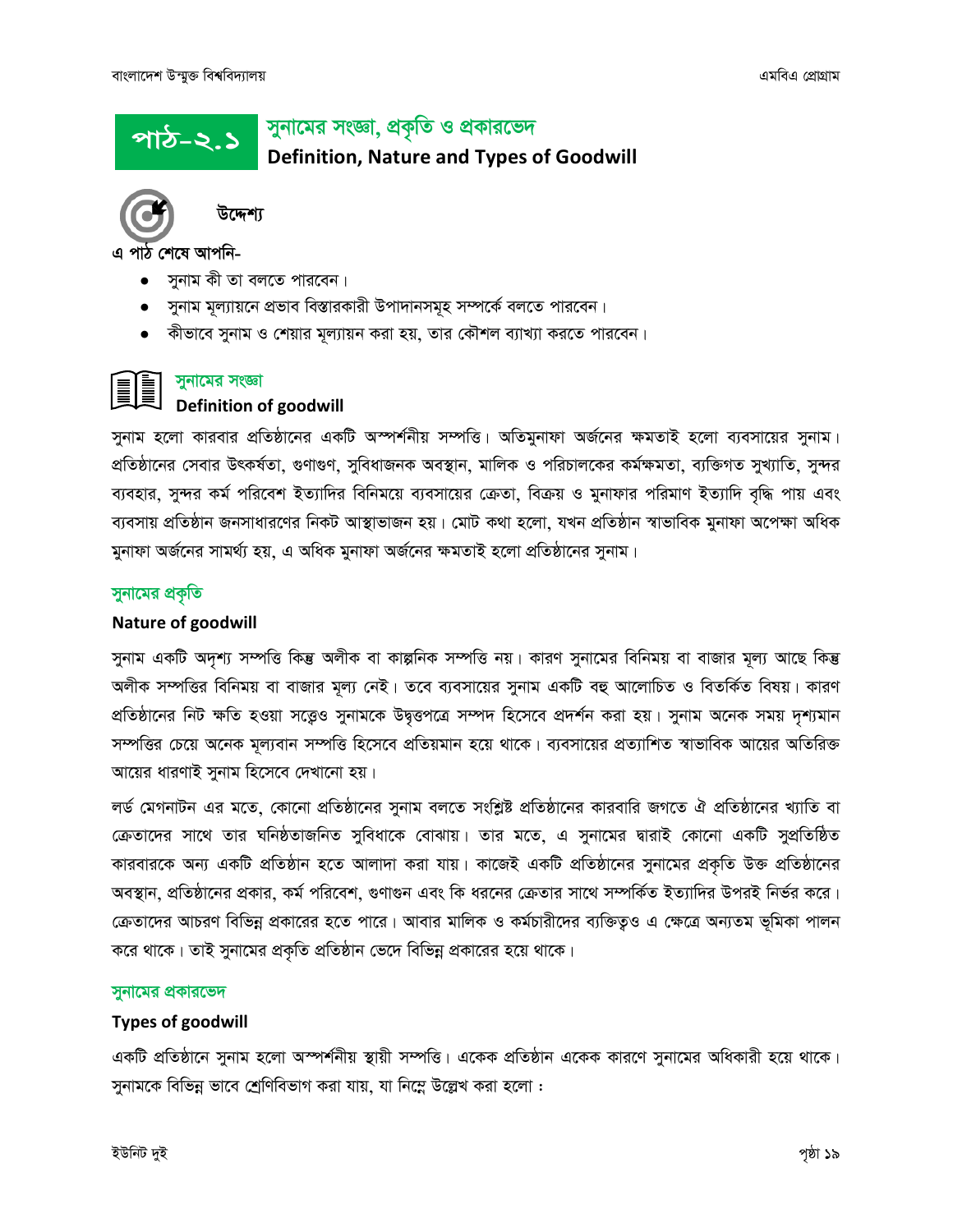# পাঠ-২.১ সুনামের সংজ্ঞা, প্রকৃতি ও প্রকারভেদ

## Definition, Nature and Types of Goodwill

### উদ্দেশ্য

এ পাঠ শেষে আপনি-

- সুনাম কী তা বলতে পারবেন।
- সুনাম মূল্যায়নে প্রভাব বিস্তারকারী উপাদানসমূহ সম্পর্কে বলতে পারবেন।
- কীভাবে সুনাম ও শেয়ার মূল্যায়ন করা হয়, তার কৌশল ব্যাখ্যা করতে পারবেন।

### সুনামের সংজ্ঞা

**Definition of goodwill**

সুনাম হলো কারবার প্রতিষ্ঠানের একটি অস্পর্শনীয় সম্পত্তি। অতিমুনাফা অর্জনের ক্ষমতাই হলো ব্যবসায়ের সুনাম। প্রতিষ্ঠানের সেবার উৎকর্ষতা, গুণাগুণ, সুবিধাজনক অবস্থান, মালিক ও পরিচালকের কর্মক্ষমতা, ব্যক্তিগত সুখ্যাতি, সুন্দর ব্যবহার, সুন্দর কর্ম পরিবেশ ইত্যাদির বিনিময়ে ব্যবসায়ের ক্রেতা, বিক্রয় ও মুনাফার পরিমাণ ইত্যাদি বৃদ্ধি পায় এবং ব্যবসায় প্রতিষ্ঠান জনসাধারণের নিকট আস্থাভাজন হয়। মোট কথা হলো, যখন প্রতিষ্ঠান স্বাভাবিক মুনাফা অপেক্ষা অধিক মুনাফা অর্জনের সামর্থ্য হয়, এ অধিক মুনাফা অর্জনের ক্ষমতাই হলো প্রতিষ্ঠানের সুনাম।

### সুনামের প্রকৃতি

**Nature of goodwill**

সুনাম একটি অদৃশ্য সম্পত্তি কিন্তু অলীক বা কাল্পনিক সম্পত্তি নয়। কারণ সুনামের বিনিময় বা বাজার মূল্য আছে কিন্তু অলীক সম্পত্তির বিনিময় বা বাজার মূল্য নেই। তবে ব্যবসায়ের সুনাম একটি বহু আলোচিত ও বিতর্কিত বিষয়। কারণ প্রতিষ্ঠানের নিট ক্ষতি হওয়া সত্ত্বেও সুনামকে উদ্বৃত্তপত্রে সম্পদ হিসেবে প্রদর্শন করা হয়। সুনাম অনেক সময় দৃশ্যমান সম্পত্তির চেয়ে অনেক মূল্যবান সম্পত্তি হিসেবে প্রতিয়মান হয়ে থাকে। ব্যবসায়ের প্রত্যাশিত স্বাভাবিক আয়ের অতিরিক্ত আয়ের ধারণাই সুনাম হিসেবে দেখানো হয়।

লর্ড মেগনাটন এর মতে, কোনো প্রতিষ্ঠানের সুনাম বলতে সংশ্লিষ্ট প্রতিষ্ঠানের কারবারি জগতে ঐ প্রতিষ্ঠানের খ্যাতি বা ক্রেতাদের সাথে তার ঘনিষ্ঠতাজনিত সুবিধাকে বোঝায়। তার মতে, এ সুনামের দ্বারাই কোনো একটি সুপ্রতিষ্ঠিত কারবারকে অন্য একটি প্রতিষ্ঠান হতে আলাদা করা যায়। কাজেই একটি প্রতিষ্ঠানের সুনামের প্রকৃতি উক্ত প্রতিষ্ঠানের অবস্থান, প্রতিষ্ঠানের প্রকার, কর্ম পরিবেশ, গুণাগুন এবং কি ধরনের ক্রেতার সাথে সম্পর্কিত ইত্যাদির উপরই নির্ভর করে। ক্রেতাদের আচরণ বিভিন্ন প্রকারের হতে পারে। আবার মালিক ও কর্মচারীদের ব্যক্তিত্বও এ ক্ষেত্রে অন্যতম ভূমিকা পালন করে থাকে। তাই সুনামের প্রকৃতি প্রতিষ্ঠান ভেদে বিভিন্ন প্রকারের হয়ে থাকে।

### সুনামের প্রকারভেদ

**Types of goodwill**

একটি প্রতিষ্ঠানে সুনাম হলো অস্পর্শনীয় স্থায়ী সম্পত্তি। এককে প্রতিষ্ঠান এককে কারণে সুনামের অধিকারী হয়ে থাকে। সুনামকে বিভিন্ন ভাবে শ্রেণিবিভাগ করা যায়, যা নিম্নে উল্লেখ করা হলো :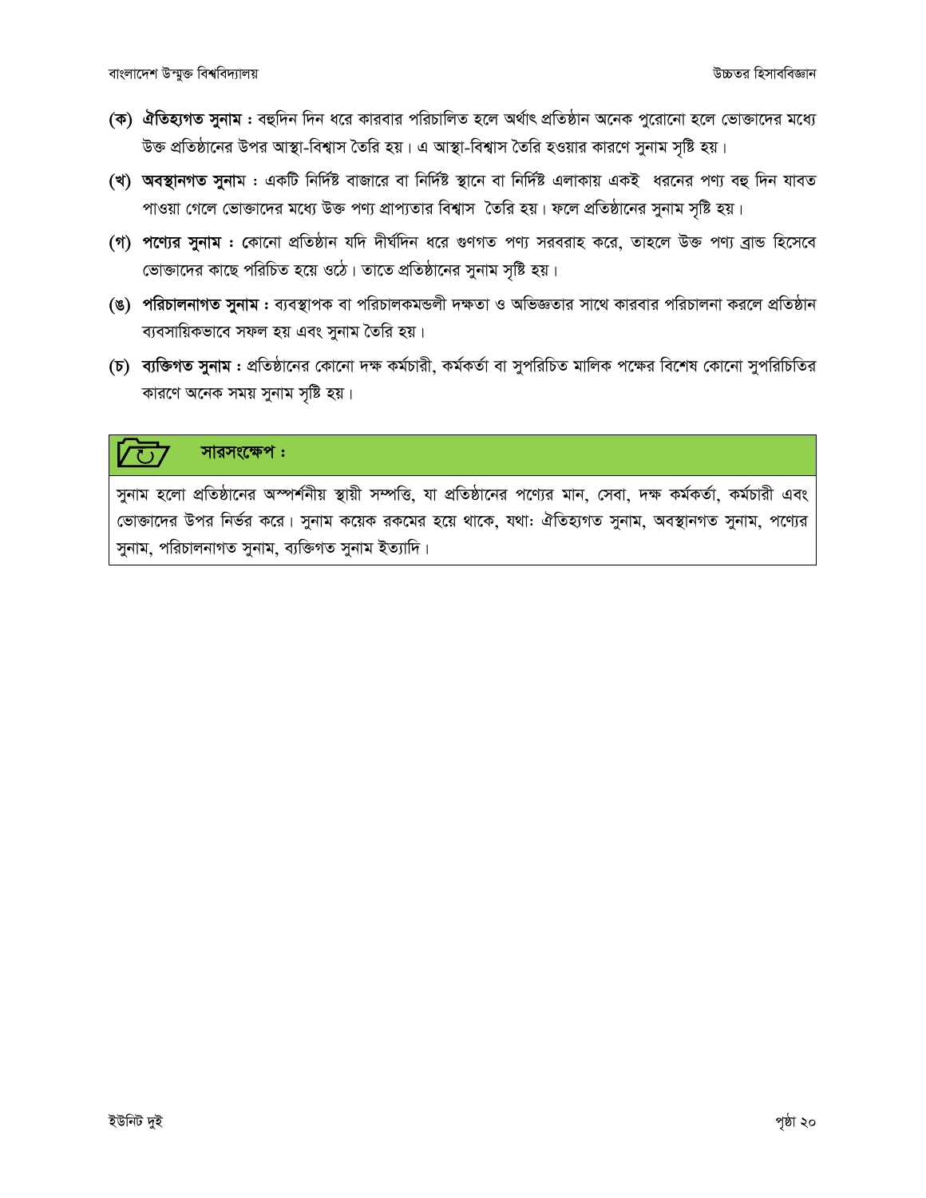**(ক) ঐতিহ্যগত সুনাম :** বহুদিন দিন ধরে কারবার পরিচালিত হলে অর্থাৎ প্রতিষ্ঠান অনেক পুরোনো হলে ভোক্তাদের মধ্যে উক্ত প্রতিষ্ঠানের উপর আস্থা-বিশ্বাস তৈরি হয়। এ আস্থা-বিশ্বাস তৈরি হওয়ার কারণে সুনাম সৃষ্টি হয়।

**(খ) অবস্থানগত সুনাম** : একটি নির্দিষ্ট বাজারে বা নির্দিষ্ট স্থানে বা নির্দিষ্ট এলাকায় একই ধরনের পণ্য বহু দিন যাবত পাওয়া গেলে ভোক্তাদের মধ্যে উক্ত পণ্য প্রাপ্যতার বিশ্বাস তৈরি হয়। ফলে প্রতিষ্ঠানের সুনাম সৃষ্টি হয়।

**(গ) পণ্যের সুনাম :** কোনো প্রতিষ্ঠান যদি দীর্ঘদিন ধরে গুণগত পণ্য সরবরাহ করে, তাহলে উক্ত পণ্য ব্রান্ড হিসেবে ভোক্তাদের কাছে পরিচিত হয়ে ওঠে। তাতে প্রতিষ্ঠানের সুনাম সৃষ্টি হয়।

**(ঙ) পরিচালনাগত সুনাম :** ব্যবস্থাপক বা পরিচালকমন্ডলী দক্ষতা ও অভিজ্ঞতার সাথে কারবার পরিচালনা করলে প্রতিষ্ঠান ব্যবসায়িকভাবে সফল হয় এবং সুনাম তৈরি হয়।

**(চ) ব্যক্তিগত সুনাম :** প্রতিষ্ঠানের কোনো দক্ষ কর্মচারী, কর্মকর্তা বা সুপরিচিত মালিক পক্ষের বিশেষ কোনো সুপরিচিতির কারণে অনেক সময় সুনাম সৃষ্টি হয়।

**সারসংক্ষেপ :**

সুনাম হলো প্রতিষ্ঠানের অস্পর্শনীয় স্থায়ী সম্পত্তি, যা প্রতিষ্ঠানের পণ্যের মান, সেবা, দক্ষ কর্মকর্তা, কর্মচারী এবং ভোক্তাদের উপর নির্ভর করে। সুনাম কয়েক রকমের হয়ে থাকে, যথা: ঐতিহ্যগত সুনাম, অবস্থানগত সুনাম, পণ্যের সুনাম, পরিচালনাগত সুনাম, ব্যক্তিগত সুনাম ইত্যাদি।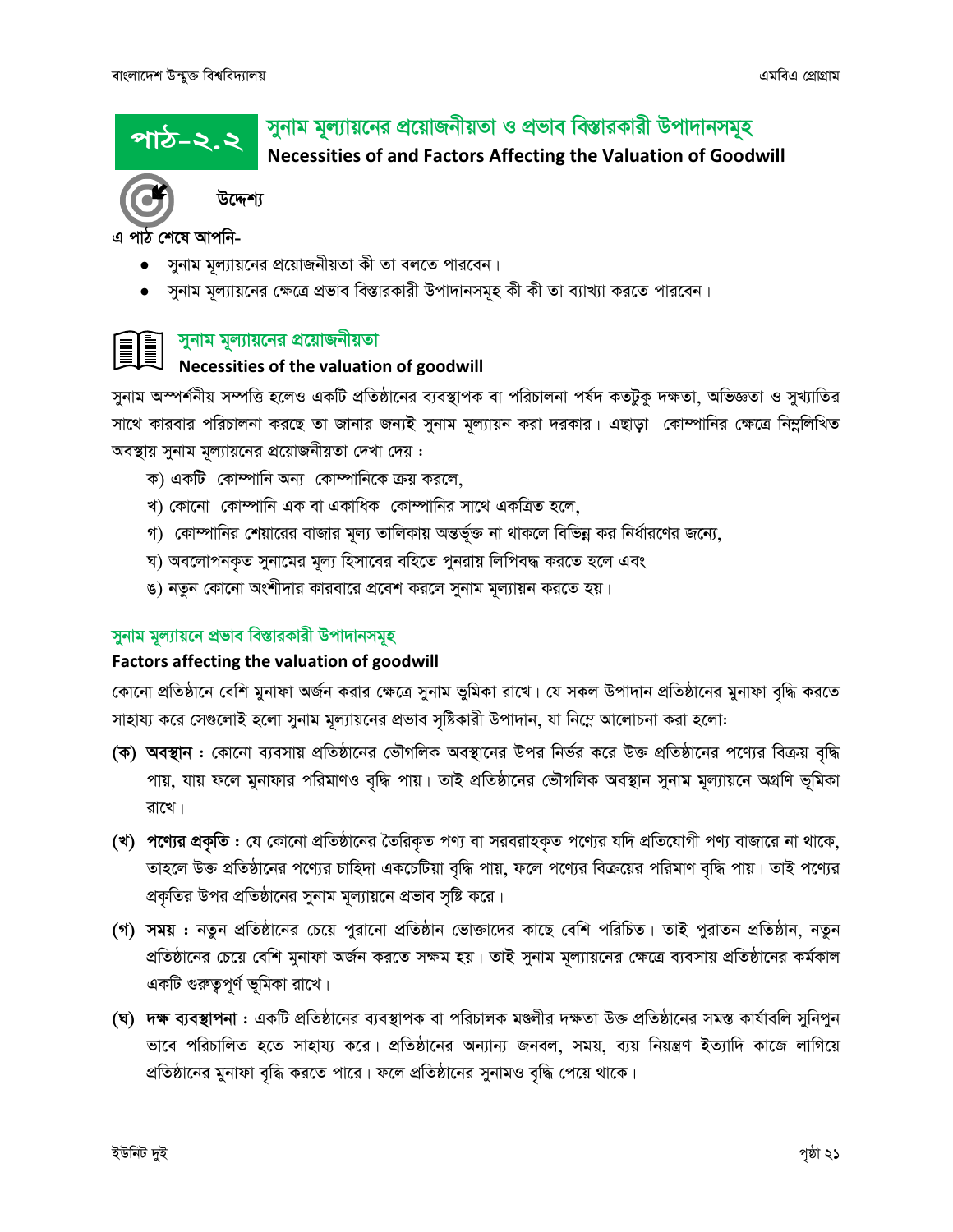## পাঠ-২.২ সুনাম মূল্যায়নের প্রয়োজনীয়তা ও প্রভাব বিস্তারকারী উপাদানসমূহ

**Necessities of and Factors Affecting the Valuation of Goodwill**

### উদ্দেশ্য

এ পাঠ শেষে আপনি-

- সুনাম মূল্যায়নের প্রয়োজনীয়তা কী তা বলতে পারবেন।
- সুনাম মূল্যায়নের ক্ষেত্রে প্রভাব বিস্তারকারী উপাদানসমূহ কী কী তা ব্যাখ্যা করতে পারবেন।

### সুনাম মূল্যায়নের প্রয়োজনীয়তা

**Necessities of the valuation of goodwill**

সুনাম অস্পর্শনীয় সম্পত্তি হলেও একটি প্রতিষ্ঠানের ব্যবস্থাপক বা পরিচালনা পর্ষদ কতটুকু দক্ষতা, অভিজ্ঞতা ও সুখ্যাতির সাথে কারবার পরিচালনা করছে তা জানার জন্যই সুনাম মূল্যায়ন করা দরকার। এছাড়া কোম্পানির ক্ষেত্রে নিম্নলিখিত অবস্থায় সুনাম মূল্যায়নের প্রয়োজনীয়তা দেখা দেয় :

ক) একটি কোম্পানি অন্য কোম্পানিকে ক্রয় করলে,
খ) কোনো কোম্পানি এক বা একাধিক কোম্পানির সাথে একত্রিত হলে,
গ) কোম্পানির শেয়ারের বাজার মূল্য তালিকায় অন্তর্ভূক্ত না থাকলে বিভিন্ন কর নির্ধারণের জন্যে,
ঘ) অবলোপনকৃত সুনামের মূল্য হিসাবের বহিতে পুনরায় লিপিবদ্ধ করতে হলে এবং
ঙ) নতুন কোনো অংশীদার কারবারে প্রবেশ করলে সুনাম মূল্যায়ন করতে হয়।

### সুনাম মূল্যায়নে প্রভাব বিস্তারকারী উপাদানসমূহ

**Factors affecting the valuation of goodwill**

কোনো প্রতিষ্ঠানে বেশি মুনাফা অর্জন করার ক্ষেত্রে সুনাম ভূমিকা রাখে। যে সকল উপাদান প্রতিষ্ঠানের মুনাফা বৃদ্ধি করতে সাহায্য করে সেগুলোই হলো সুনাম মূল্যায়নের প্রভাব সৃষ্টিকারী উপাদান, যা নিম্নে আলোচনা করা হলো:

**(ক) অবস্থান :** কোনো ব্যবসায় প্রতিষ্ঠানের ভৌগলিক অবস্থানের উপর নির্ভর করে উক্ত প্রতিষ্ঠানের পণ্যের বিক্রয় বৃদ্ধি পায়, যায় ফলে মুনাফার পরিমাণও বৃদ্ধি পায়। তাই প্রতিষ্ঠানের ভৌগলিক অবস্থান সুনাম মূল্যায়নে অগ্রণি ভূমিকা রাখে।

**(খ) পণ্যের প্রকৃতি :** যে কোনো প্রতিষ্ঠানের তৈরিকৃত পণ্য বা সরবরাহকৃত পণ্যের যদি প্রতিযোগী পণ্য বাজারে না থাকে, তাহলে উক্ত প্রতিষ্ঠানের পণ্যের চাহিদা একচেটিয়া বৃদ্ধি পায়, ফলে পণ্যের বিক্রয়ের পরিমাণ বৃদ্ধি পায়। তাই পণ্যের প্রকৃতির উপর প্রতিষ্ঠানের সুনাম মূল্যায়নে প্রভাব সৃষ্টি করে।

**(গ) সময় :** নতুন প্রতিষ্ঠানের চেয়ে পুরানো প্রতিষ্ঠান ভোক্তাদের কাছে বেশি পরিচিত। তাই পুরাতন প্রতিষ্ঠান, নতুন প্রতিষ্ঠানের চেয়ে বেশি মুনাফা অর্জন করতে সক্ষম হয়। তাই সুনাম মূল্যায়নের ক্ষেত্রে ব্যবসায় প্রতিষ্ঠানের কর্মকাল একটি গুরুত্বপূর্ণ ভূমিকা রাখে।

**(ঘ) দক্ষ ব্যবস্থাপনা :** একটি প্রতিষ্ঠানের ব্যবস্থাপক বা পরিচালক মণ্ডলীর দক্ষতা উক্ত প্রতিষ্ঠানের সমস্ত কার্যাবলি সুনিপুন ভাবে পরিচালিত হতে সাহায্য করে। প্রতিষ্ঠানের অন্যান্য জনবল, সময়, ব্যয় নিয়ন্ত্রণ ইত্যাদি কাজে লাগিয়ে প্রতিষ্ঠানের মুনাফা বৃদ্ধি করতে পারে। ফলে প্রতিষ্ঠানের সুনামও বৃদ্ধি পেয়ে থাকে।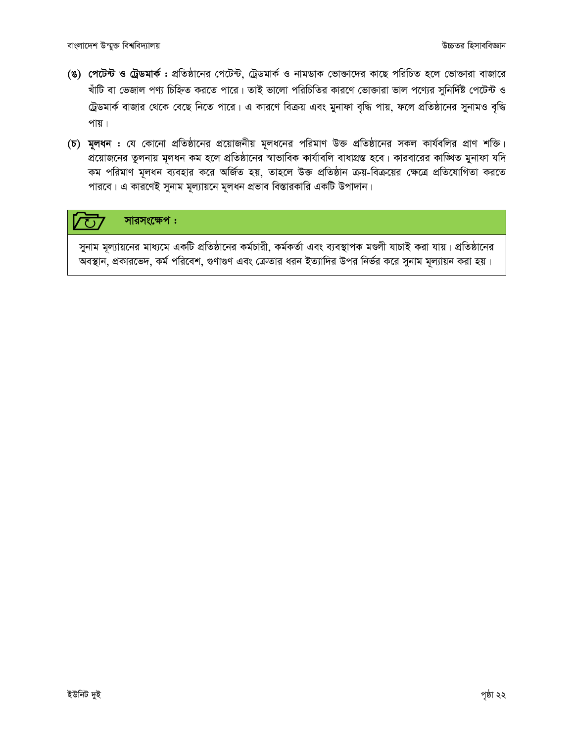**(ঙ) পেটেন্ট ও ট্রেডমার্ক :** প্রতিষ্ঠানের পেটেন্ট, ট্রেডমার্ক ও নামডাক ভোক্তাদের কাছে পরিচিত হলে ভোক্তারা বাজারে খাঁটি বা ভেজাল পণ্য চিহ্নিত করতে পারে। তাই ভালো পরিচিতির কারণে ভোক্তারা ভাল পণ্যের সুনির্দিষ্ট পেটেন্ট ও ট্রেডমার্ক বাজার থেকে বেছে নিতে পারে। এ কারণে বিক্রয় এবং মুনাফা বৃদ্ধি পায়, ফলে প্রতিষ্ঠানের সুনামও বৃদ্ধি পায়।

**(চ) মূলধন :** যে কোনো প্রতিষ্ঠানের প্রয়োজনীয় মূলধনের পরিমাণ উক্ত প্রতিষ্ঠানের সকল কার্যবলির প্রাণ শক্তি। প্রয়োজনের তুলনায় মূলধন কম হলে প্রতিষ্ঠানের স্বাভাবিক কার্যাবলি বাধাগ্রস্ত হবে। কারবারের কাঙ্খিত মুনাফা যদি কম পরিমাণ মূলধন ব্যবহার করে অর্জিত হয়, তাহলে উক্ত প্রতিষ্ঠান ক্রয়-বিক্রয়ের ক্ষেত্রে প্রতিযোগিতা করতে পারবে। এ কারণেই সুনাম মূল্যায়নে মূলধন প্রভাব বিস্তারকারি একটি উপাদান।

**সারসংক্ষেপ :**

সুনাম মূল্যায়নের মাধ্যমে একটি প্রতিষ্ঠানের কর্মচারী, কর্মকর্তা এবং ব্যবস্থাপক মণ্ডলী যাচাই করা যায়। প্রতিষ্ঠানের অবস্থান, প্রকারভেদ, কর্ম পরিবেশ, গুণাগুণ এবং ক্রেতার ধরন ইত্যাদির উপর নির্ভর করে সুনাম মূল্যায়ন করা হয়।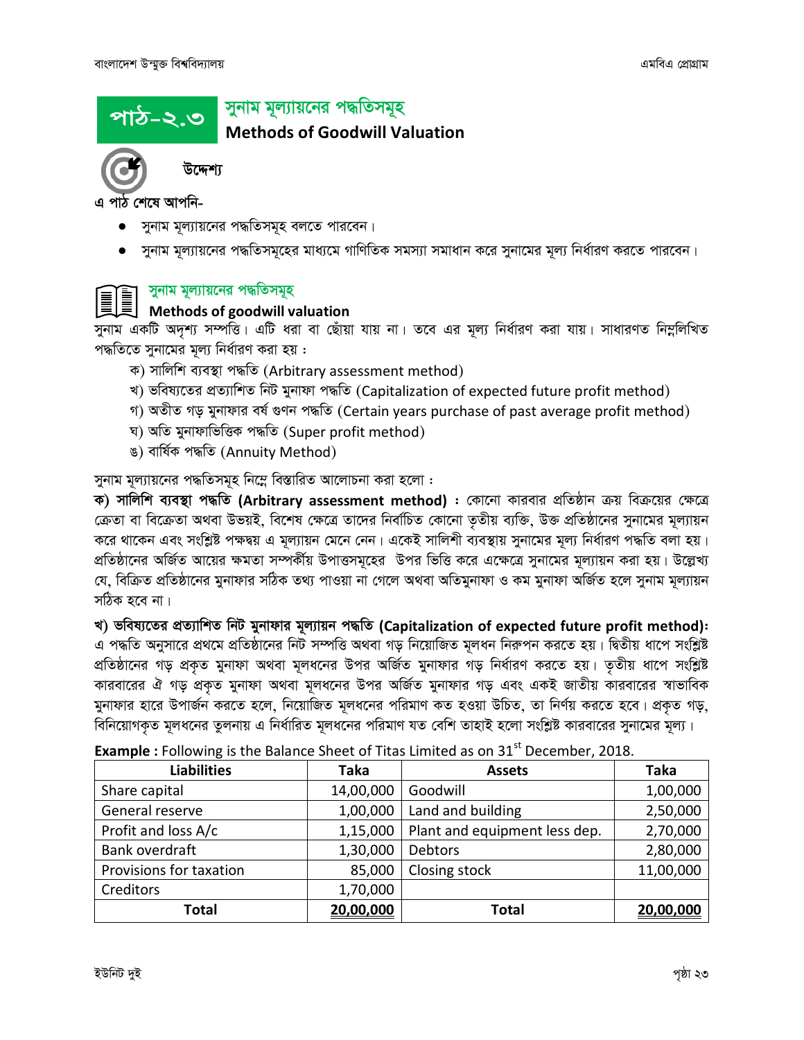## পাঠ-২.৩ সুনাম মূল্যায়নের পদ্ধতিসমূহ
### Methods of Goodwill Valuation

**উদ্দেশ্য**

**এ পাঠ শেষে আপনি-**

- সুনাম মূল্যায়নের পদ্ধতিসমূহ বলতে পারবেন।
- সুনাম মূল্যায়নের পদ্ধতিসমূহের মাধ্যমে গাণিতিক সমস্যা সমাধান করে সুনামের মূল্য নির্ধারণ করতে পারবেন।

### সুনাম মূল্যায়নের পদ্ধতিসমূহ
**Methods of goodwill valuation**

সুনাম একটি অদৃশ্য সম্পত্তি। এটি ধরা বা ছোঁয়া যায় না। তবে এর মূল্য নির্ধারণ করা যায়। সাধারণত নিম্নলিখিত পদ্ধতিতে সুনামের মূল্য নির্ধারণ করা হয় :

ক) সালিশি ব্যবস্থা পদ্ধতি (Arbitrary assessment method)
খ) ভবিষ্যতের প্রত্যাশিত নিট মুনাফা পদ্ধতি (Capitalization of expected future profit method)
গ) অতীত গড় মুনাফার বর্ষ গুণন পদ্ধতি (Certain years purchase of past average profit method)
ঘ) অতি মুনাফাভিত্তিক পদ্ধতি (Super profit method)
ঙ) বার্ষিক পদ্ধতি (Annuity Method)

সুনাম মূল্যায়নের পদ্ধতিসমূহ নিম্নে বিস্তারিত আলোচনা করা হলো :

**ক) সালিশি ব্যবস্থা পদ্ধতি (Arbitrary assessment method) :** কোনো কারবার প্রতিষ্ঠান ক্রয় বিক্রয়ের ক্ষেত্রে ক্রেতা বা বিক্রেতা অথবা উভয়ই, বিশেষ ক্ষেত্রে তাদের নির্বাচিত কোনো তৃতীয় ব্যক্তি, উক্ত প্রতিষ্ঠানের সুনামের মূল্যায়ন করে থাকেন এবং সংশ্লিষ্ট পক্ষদ্বয় এ মূল্যায়ন মেনে নেন। একেই সালিশী ব্যবস্থায় সুনামের মূল্য নির্ধারণ পদ্ধতি বলা হয়। প্রতিষ্ঠানের অর্জিত আয়ের ক্ষমতা সম্পর্কীয় উপাত্তসমূহের উপর ভিত্তি করে এক্ষেত্রে সুনামের মূল্যায়ন করা হয়। উল্লেখ্য যে, বিক্রিত প্রতিষ্ঠানের মুনাফার সঠিক তথ্য পাওয়া না গেলে অথবা অতিমুনাফা ও কম মুনাফা অর্জিত হলে সুনাম মূল্যায়ন সঠিক হবে না।

**খ) ভবিষ্যতের প্রত্যাশিত নিট মুনাফার মূল্যায়ন পদ্ধতি (Capitalization of expected future profit method):** এ পদ্ধতি অনুসারে প্রথমে প্রতিষ্ঠানের নিট সম্পত্তি অথবা গড় নিয়োজিত মূলধন নিরুপন করতে হয়। দ্বিতীয় ধাপে সংশ্লিষ্ট প্রতিষ্ঠানের গড় প্রকৃত মুনাফা অথবা মূলধনের উপর অর্জিত মুনাফার গড় নির্ধারণ করতে হয়। তৃতীয় ধাপে সংশ্লিষ্ট কারবারের ঐ গড় প্রকৃত মুনাফা অথবা মূলধনের উপর অর্জিত মুনাফার গড় এবং একই জাতীয় কারবারের স্বাভাবিক মুনাফার হারে উপার্জন করতে হলে, নিয়োজিত মূলধনের পরিমাণ কত হওয়া উচিত, তা নির্ণয় করতে হবে। প্রকৃত গড়, বিনিয়োগকৃত মূলধনের তুলনায় এ নির্ধারিত মূলধনের পরিমাণ যত বেশি তাহাই হলো সংশ্লিষ্ট কারবারের সুনামের মূল্য।

**Example :** Following is the Balance Sheet of Titas Limited as on 31st December, 2018.

| Liabilities | Taka | Assets | Taka |
|---|---|---|---|
| Share capital | 14,00,000 | Goodwill | 1,00,000 |
| General reserve | 1,00,000 | Land and building | 2,50,000 |
| Profit and loss A/c | 1,15,000 | Plant and equipment less dep. | 2,70,000 |
| Bank overdraft | 1,30,000 | Debtors | 2,80,000 |
| Provisions for taxation | 85,000 | Closing stock | 11,00,000 |
| Creditors | 1,70,000 | | |
| **Total** | **20,00,000** | **Total** | **20,00,000** |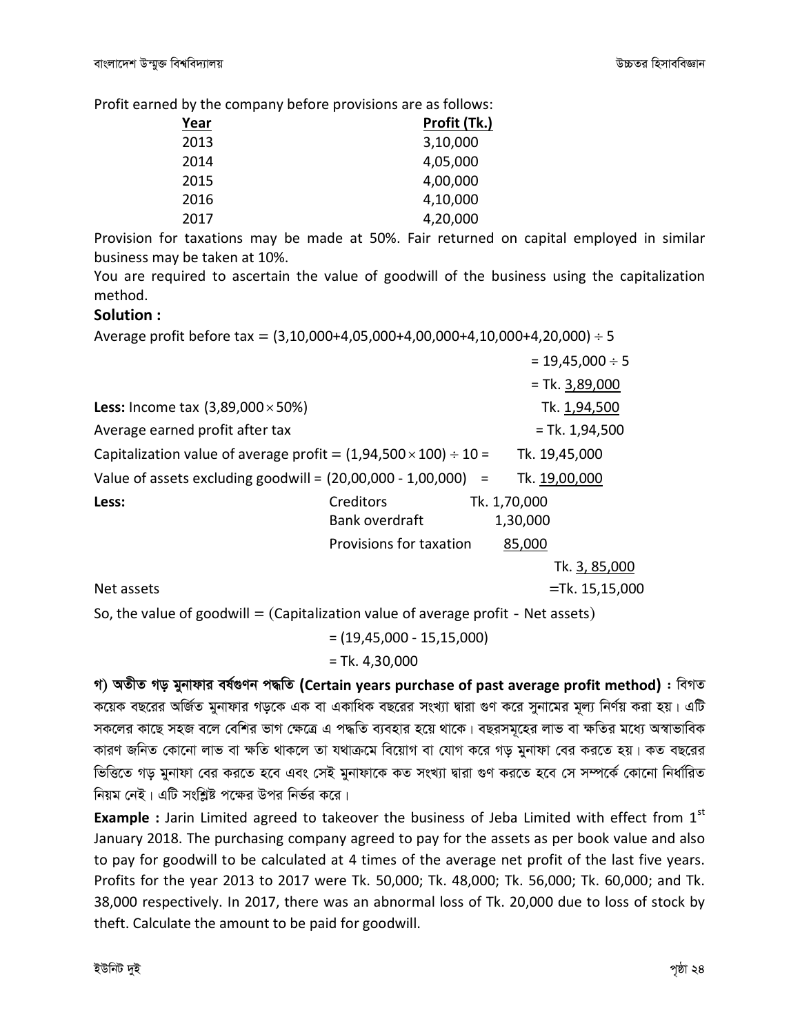Profit earned by the company before provisions are as follows:

| Year | Profit (Tk.) |
|---|---|
| 2013 | 3,10,000 |
| 2014 | 4,05,000 |
| 2015 | 4,00,000 |
| 2016 | 4,10,000 |
| 2017 | 4,20,000 |

Provision for taxations may be made at 50%. Fair returned on capital employed in similar business may be taken at 10%.

You are required to ascertain the value of goodwill of the business using the capitalization method.

**Solution :**

Average profit before tax = (3,10,000+4,05,000+4,00,000+4,10,000+4,20,000) ÷ 5

= 19,45,000 ÷ 5

= Tk. 3,89,000

**Less:** Income tax (3,89,000 × 50%) Tk. 1,94,500

Average earned profit after tax = Tk. 1,94,500

Capitalization value of average profit = (1,94,500 × 100) ÷ 10 = Tk. 19,45,000

Value of assets excluding goodwill = (20,00,000 - 1,00,000) = Tk. 19,00,000

| | | | |
|---|---|---|---|
| **Less:** | Creditors | Tk. 1,70,000 | |
| | Bank overdraft | 1,30,000 | |
| | Provisions for taxation | 85,000 | |
| | | | Tk. 3, 85,000 |
| Net assets | | | =Tk. 15,15,000 |

So, the value of goodwill = (Capitalization value of average profit - Net assets)

= (19,45,000 - 15,15,000)

= Tk. 4,30,000

**গ) অতীত গড় মুনাফার বর্ষগুণন পদ্ধতি (Certain years purchase of past average profit method) :** বিগত কয়েক বছরের অর্জিত মুনাফার গড়কে এক বা একাধিক বছরের সংখ্যা দ্বারা গুণ করে সুনামের মূল্য নির্ণয় করা হয়। এটি সকলের কাছে সহজ বলে বেশির ভাগ ক্ষেত্রে এ পদ্ধতি ব্যবহার হয়ে থাকে। বছরসমূহের লাভ বা ক্ষতির মধ্যে অস্বাভাবিক কারণ জনিত কোনো লাভ বা ক্ষতি থাকলে তা যথাক্রমে বিয়োগ বা যোগ করে গড় মুনাফা বের করতে হয়। কত বছরের ভিত্তিতে গড় মুনাফা বের করতে হবে এবং সেই মুনাফাকে কত সংখ্যা দ্বারা গুণ করতে হবে সে সম্পর্কে কোনো নির্ধারিত নিয়ম নেই। এটি সংশ্লিষ্ট পক্ষের উপর নির্ভর করে।

**Example :** Jarin Limited agreed to takeover the business of Jeba Limited with effect from 1st January 2018. The purchasing company agreed to pay for the assets as per book value and also to pay for goodwill to be calculated at 4 times of the average net profit of the last five years. Profits for the year 2013 to 2017 were Tk. 50,000; Tk. 48,000; Tk. 56,000; Tk. 60,000; and Tk. 38,000 respectively. In 2017, there was an abnormal loss of Tk. 20,000 due to loss of stock by theft. Calculate the amount to be paid for goodwill.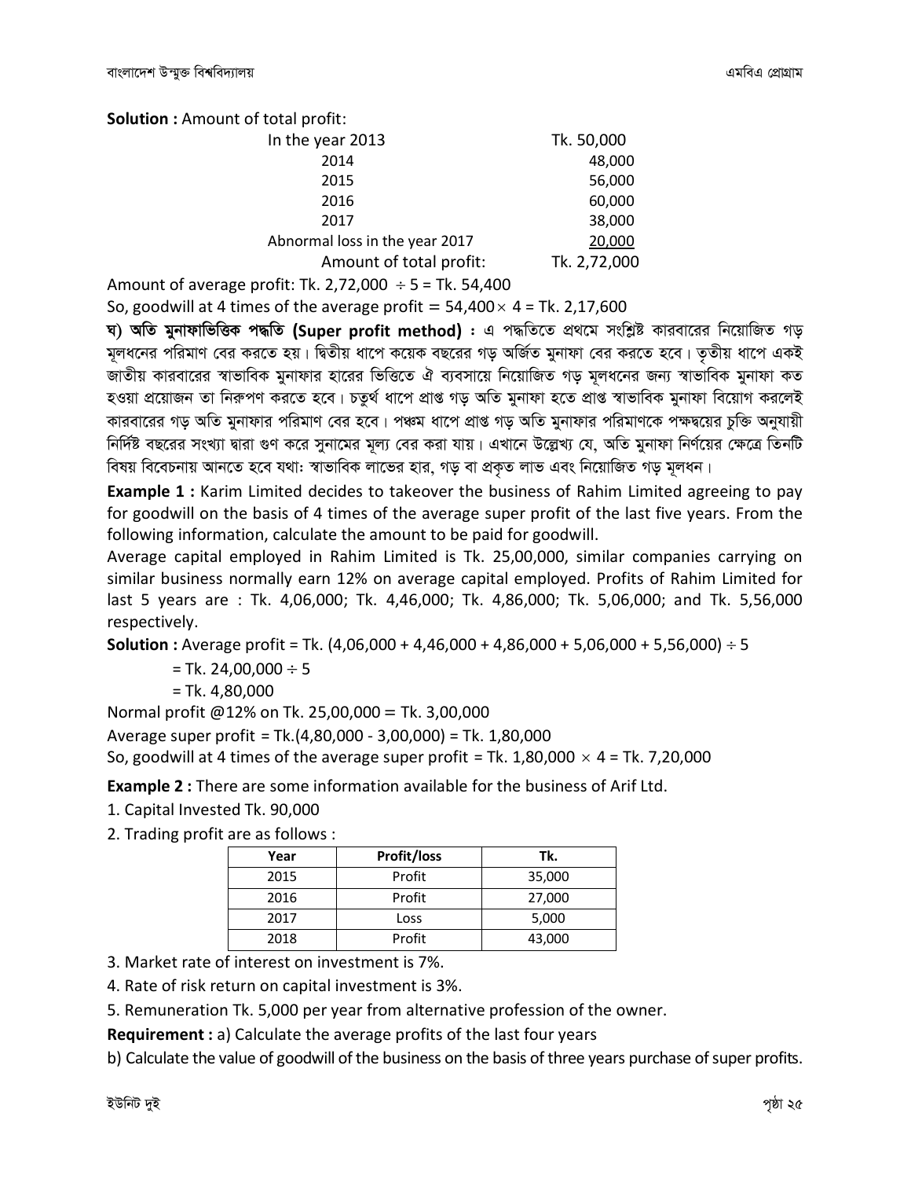**Solution :** Amount of total profit:

| | |
|---|---|
| In the year 2013 | Tk. 50,000 |
| 2014 | 48,000 |
| 2015 | 56,000 |
| 2016 | 60,000 |
| 2017 | 38,000 |
| Abnormal loss in the year 2017 | 20,000 |
| Amount of total profit: | Tk. 2,72,000 |

Amount of average profit: Tk. 2,72,000 $\div$ 5 = Tk. 54,400

So, goodwill at 4 times of the average profit = 54,400 $\times$ 4 = Tk. 2,17,600

**ঘ) অতি মুনাফাভিত্তিক পদ্ধতি (Super profit method) :** এ পদ্ধতিতে প্রথমে সংশ্লিষ্ট কারবারের নিয়োজিত গড় মূলধনের পরিমাণ বের করতে হয়। দ্বিতীয় ধাপে কয়েক বছরের গড় অর্জিত মুনাফা বের করতে হবে। তৃতীয় ধাপে একই জাতীয় কারবারের স্বাভাবিক মুনাফার হারের ভিত্তিতে ঐ ব্যবসায়ে নিয়োজিত গড় মূলধনের জন্য স্বাভাবিক মুনাফা কত হওয়া প্রয়োজন তা নিরুপণ করতে হবে। চতুর্থ ধাপে প্রাপ্ত গড় অতি মুনাফা হতে প্রাপ্ত স্বাভাবিক মুনাফা বিয়োগ করলেই কারবারের গড় অতি মুনাফার পরিমাণ বের হবে। পঞ্চম ধাপে প্রাপ্ত গড় অতি মুনাফার পরিমাণকে পক্ষদ্বয়ের চুক্তি অনুযায়ী নির্দিষ্ট বছরের সংখ্যা দ্বারা গুণ করে সুনামের মূল্য বের করা যায়। এখানে উল্লেখ্য যে, অতি মুনাফা নির্ণয়ের ক্ষেত্রে তিনটি বিষয় বিবেচনায় আনতে হবে যথা: স্বাভাবিক লাভের হার, গড় বা প্রকৃত লাভ এবং নিয়োজিত গড় মূলধন।

**Example 1 :** Karim Limited decides to takeover the business of Rahim Limited agreeing to pay for goodwill on the basis of 4 times of the average super profit of the last five years. From the following information, calculate the amount to be paid for goodwill.

Average capital employed in Rahim Limited is Tk. 25,00,000, similar companies carrying on similar business normally earn 12% on average capital employed. Profits of Rahim Limited for last 5 years are : Tk. 4,06,000; Tk. 4,46,000; Tk. 4,86,000; Tk. 5,06,000; and Tk. 5,56,000 respectively.

**Solution :** Average profit = Tk. (4,06,000 + 4,46,000 + 4,86,000 + 5,06,000 + 5,56,000) $\div$ 5

= Tk. 24,00,000 $\div$ 5

= Tk. 4,80,000

Normal profit @12% on Tk. 25,00,000 = Tk. 3,00,000

Average super profit = Tk.(4,80,000 - 3,00,000) = Tk. 1,80,000

So, goodwill at 4 times of the average super profit = Tk. 1,80,000 $\times$ 4 = Tk. 7,20,000

**Example 2 :** There are some information available for the business of Arif Ltd.

1. Capital Invested Tk. 90,000

2. Trading profit are as follows :

| Year | Profit/loss | Tk. |
|---|---|---|
| 2015 | Profit | 35,000 |
| 2016 | Profit | 27,000 |
| 2017 | Loss | 5,000 |
| 2018 | Profit | 43,000 |

3. Market rate of interest on investment is 7%.

4. Rate of risk return on capital investment is 3%.

5. Remuneration Tk. 5,000 per year from alternative profession of the owner.

**Requirement :** a) Calculate the average profits of the last four years

b) Calculate the value of goodwill of the business on the basis of three years purchase of super profits.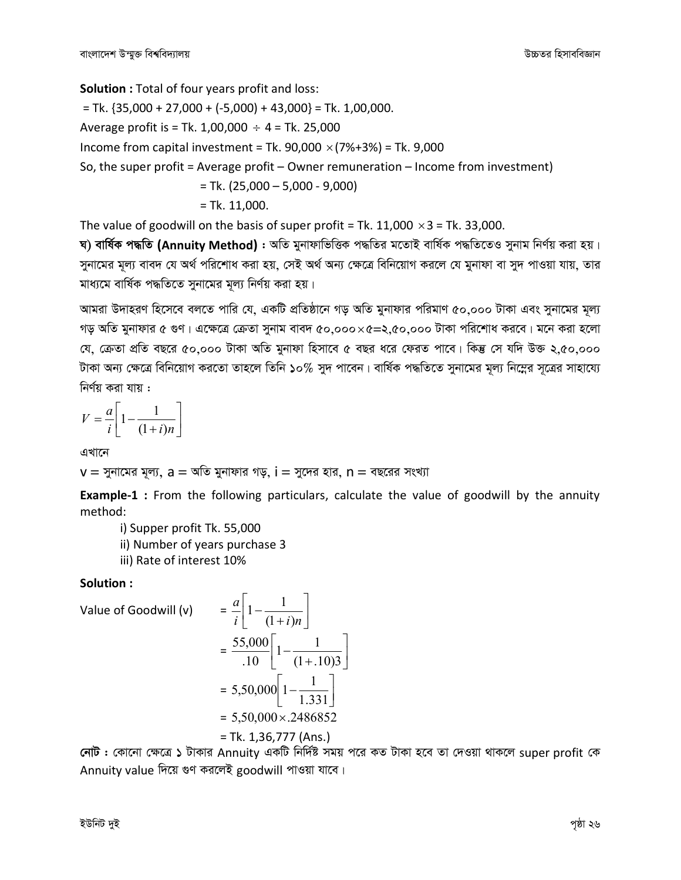**Solution :** Total of four years profit and loss:

= Tk. {35,000 + 27,000 + (-5,000) + 43,000} = Tk. 1,00,000.

Average profit is = Tk. 1,00,000 $\div$ 4 = Tk. 25,000

Income from capital investment = Tk. 90,000 $\times$(7%+3%) = Tk. 9,000

So, the super profit = Average profit – Owner remuneration – Income from investment)

= Tk. (25,000 – 5,000 - 9,000)

= Tk. 11,000.

The value of goodwill on the basis of super profit = Tk. 11,000 $\times$3 = Tk. 33,000.

**ঘ) বার্ষিক পদ্ধতি (Annuity Method) :** অতি মুনাফাভিত্তিক পদ্ধতির মতোই বার্ষিক পদ্ধতিতেও সুনাম নির্ণয় করা হয়। সুনামের মূল্য বাবদ যে অর্থ পরিশোধ করা হয়, সেই অর্থ অন্য ক্ষেত্রে বিনিয়োগ করলে যে মুনাফা বা সুদ পাওয়া যায়, তার মাধ্যমে বার্ষিক পদ্ধতিতে সুনামের মূল্য নির্ণয় করা হয়।

আমরা উদাহরণ হিসেবে বলতে পারি যে, একটি প্রতিষ্ঠানে গড় অতি মুনাফার পরিমাণ ৫০,০০০ টাকা এবং সুনামের মূল্য গড় অতি মুনাফার ৫ গুণ। এক্ষেত্রে ক্রেতা সুনাম বাবদ ৫০,০০০$\times$৫=২,৫০,০০০ টাকা পরিশোধ করবে। মনে করা হলো যে, ক্রেতা প্রতি বছরে ৫০,০০০ টাকা অতি মুনাফা হিসাবে ৫ বছর ধরে ফেরত পাবে। কিন্তু সে যদি উক্ত ২,৫০,০০০ টাকা অন্য ক্ষেত্রে বিনিয়োগ করতো তাহলে তিনি ১০% সুদ পাবেন। বার্ষিক পদ্ধতিতে সুনামের মূল্য নিম্নের সূত্রের সাহায্যে নির্ণয় করা যায় :

$$V = \frac{a}{i}\left[1 - \frac{1}{(1+i)n}\right]$$

এখানে

v = সুনামের মূল্য, a = অতি মুনাফার গড়, i = সুদের হার, n = বছরের সংখ্যা

**Example-1 :** From the following particulars, calculate the value of goodwill by the annuity method:

i) Supper profit Tk. 55,000

ii) Number of years purchase 3

iii) Rate of interest 10%

**Solution :**

$$\text{Value of Goodwill (v)} = \frac{a}{i}\left[1 - \frac{1}{(1+i)n}\right]$$

$$= \frac{55{,}000}{.10}\left[1 - \frac{1}{(1+.10)3}\right]$$

$$= 5{,}50{,}000\left[1 - \frac{1}{1.331}\right]$$

$$= 5{,}50{,}000 \times .2486852$$

= Tk. 1,36,777 (Ans.)

**নোট :** কোনো ক্ষেত্রে ১ টাকার Annuity একটি নির্দিষ্ট সময় পরে কত টাকা হবে তা দেওয়া থাকলে super profit কে Annuity value দিয়ে গুণ করলেই goodwill পাওয়া যাবে।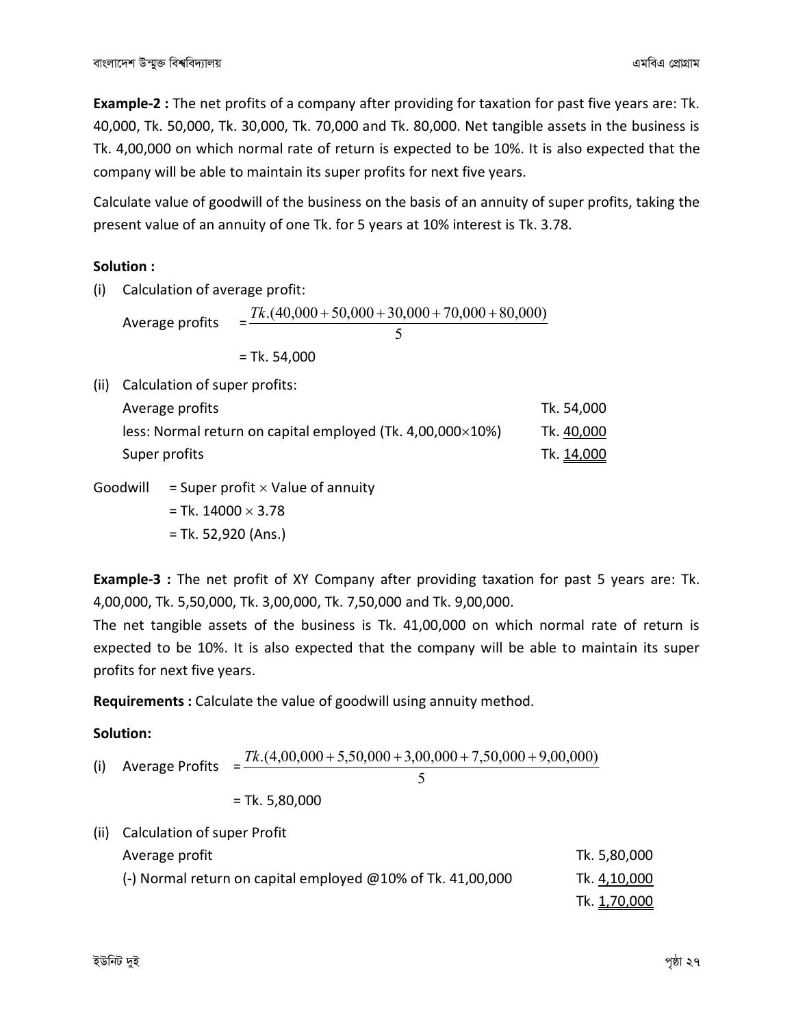**Example-2 :** The net profits of a company after providing for taxation for past five years are: Tk. 40,000, Tk. 50,000, Tk. 30,000, Tk. 70,000 and Tk. 80,000. Net tangible assets in the business is Tk. 4,00,000 on which normal rate of return is expected to be 10%. It is also expected that the company will be able to maintain its super profits for next five years.

Calculate value of goodwill of the business on the basis of an annuity of super profits, taking the present value of an annuity of one Tk. for 5 years at 10% interest is Tk. 3.78.

**Solution :**

(i) Calculation of average profit:

$$\text{Average profits} = \frac{Tk.(40{,}000 + 50{,}000 + 30{,}000 + 70{,}000 + 80{,}000)}{5}$$

= Tk. 54,000

(ii) Calculation of super profits:

| | |
|---|---|
| Average profits | Tk. 54,000 |
| less: Normal return on capital employed (Tk. 4,00,000 $\times$ 10%) | Tk. 40,000 |
| Super profits | Tk. 14,000 |

Goodwill = Super profit $\times$ Value of annuity
= Tk. 14000 $\times$ 3.78
= Tk. 52,920 (Ans.)

**Example-3 :** The net profit of XY Company after providing taxation for past 5 years are: Tk. 4,00,000, Tk. 5,50,000, Tk. 3,00,000, Tk. 7,50,000 and Tk. 9,00,000.

The net tangible assets of the business is Tk. 41,00,000 on which normal rate of return is expected to be 10%. It is also expected that the company will be able to maintain its super profits for next five years.

**Requirements :** Calculate the value of goodwill using annuity method.

**Solution:**

(i) $$\text{Average Profits} = \frac{Tk.(4{,}00{,}000 + 5{,}50{,}000 + 3{,}00{,}000 + 7{,}50{,}000 + 9{,}00{,}000)}{5}$$

= Tk. 5,80,000

(ii) Calculation of super Profit

| | |
|---|---|
| Average profit | Tk. 5,80,000 |
| (-) Normal return on capital employed @10% of Tk. 41,00,000 | Tk. 4,10,000 |
| | Tk. 1,70,000 |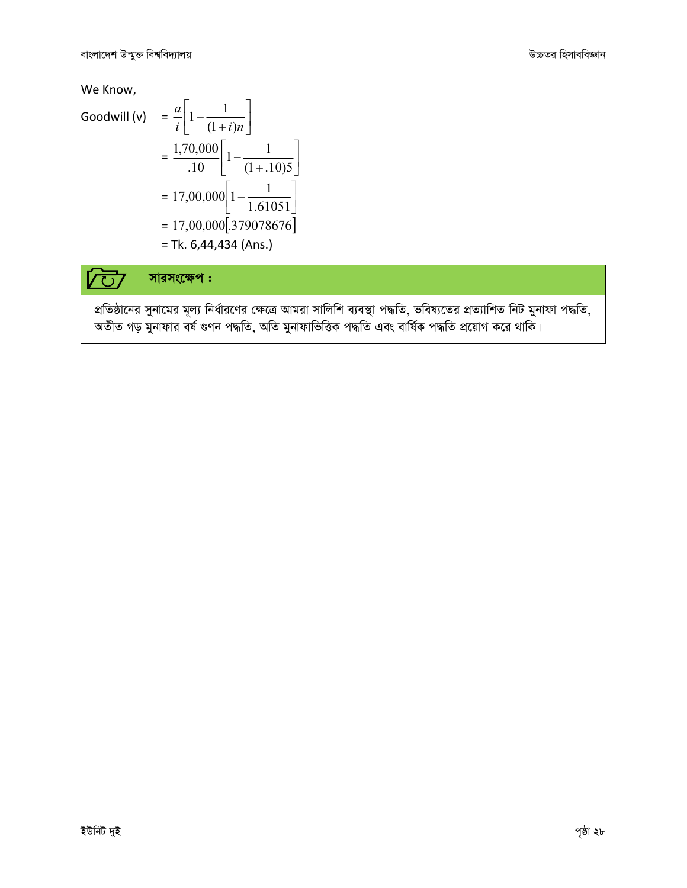We Know,

$$
\begin{aligned}
\text{Goodwill (v)} &= \frac{a}{i}\left[1-\frac{1}{(1+i)n}\right] \\
&= \frac{1,70,000}{.10}\left[1-\frac{1}{(1+.10)5}\right] \\
&= 17,00,000\left[1-\frac{1}{1.61051}\right] \\
&= 17,00,000[.379078676] \\
&= \text{Tk. } 6,44,434 \text{ (Ans.)}
\end{aligned}
$$

**সারসংক্ষেপ :**

প্রতিষ্ঠানের সুনামের মূল্য নির্ধারণের ক্ষেত্রে আমরা সালিশি ব্যবস্থা পদ্ধতি, ভবিষ্যতের প্রত্যাশিত নিট মুনাফা পদ্ধতি, অতীত গড় মুনাফার বর্ষ গুণন পদ্ধতি, অতি মুনাফাভিত্তিক পদ্ধতি এবং বার্ষিক পদ্ধতি প্রয়োগ করে থাকি।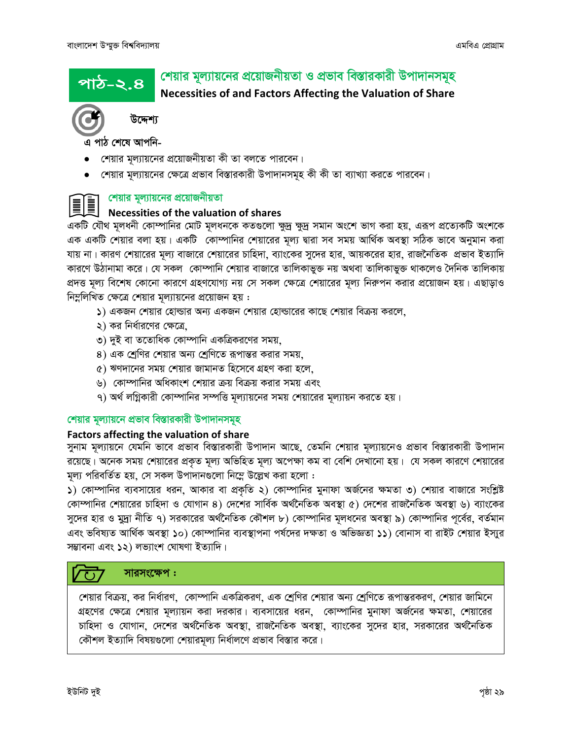# পাঠ-২.৪ শেয়ার মূল্যায়নের প্রয়োজনীয়তা ও প্রভাব বিস্তারকারী উপাদানসমূহ

**Necessities of and Factors Affecting the Valuation of Share**

**উদ্দেশ্য**

**এ পাঠ শেষে আপনি-**

- শেয়ার মূল্যায়নের প্রয়োজনীয়তা কী তা বলতে পারবেন।
- শেয়ার মূল্যায়নের ক্ষেত্রে প্রভাব বিস্তারকারী উপাদানসমূহ কী কী তা ব্যাখ্যা করতে পারবেন।

## শেয়ার মূল্যায়নের প্রয়োজনীয়তা

### Necessities of the valuation of shares

একটি যৌথ মূলধনী কোম্পানির মোট মূলধনকে কতগুলো ক্ষুদ্র ক্ষুদ্র সমান অংশে ভাগ করা হয়, এরূপ প্রত্যেকটি অংশকে এক একটি শেয়ার বলা হয়। একটি কোম্পানির শেয়ারের মূল্য দ্বারা সব সময় আর্থিক অবস্থা সঠিক ভাবে অনুমান করা যায় না। কারণ শেয়ারের মূল্য বাজারে শেয়ারের চাহিদা, ব্যাংকের সুদের হার, আয়করের হার, রাজনৈতিক প্রভাব ইত্যাদি কারণে উঠানামা করে। যে সকল কোম্পানি শেয়ার বাজারে তালিকাভুক্ত নয় অথবা তালিকাভুক্ত থাকলেও দৈনিক তালিকায় প্রদত্ত মূল্য বিশেষ কোনো কারণে গ্রহণযোগ্য নয় সে সকল ক্ষেত্রে শেয়ারের মূল্য নিরুপন করার প্রয়োজন হয়। এছাড়াও নিম্নলিখিত ক্ষেত্রে শেয়ার মূল্যায়নের প্রয়োজন হয় :

১) একজন শেয়ার হোল্ডার অন্য একজন শেয়ার হোল্ডারের কাছে শেয়ার বিক্রয় করলে,
২) কর নির্ধারণের ক্ষেত্রে,
৩) দুই বা ততোধিক কোম্পানি একত্রিকরণের সময়,
৪) এক শ্রেণির শেয়ার অন্য শ্রেণিতে রূপান্তর করার সময়,
৫) ঋণদানের সময় শেয়ার জামানত হিসেবে গ্রহণ করা হলে,
৬) কোম্পানির অধিকাংশ শেয়ার ক্রয় বিক্রয় করার সময় এবং
৭) অর্থ লগ্নিকারী কোম্পানির সম্পত্তি মূল্যায়নের সময় শেয়ারের মূল্যায়ন করতে হয়।

## শেয়ার মূল্যায়নে প্রভাব বিস্তারকারী উপাদানসমূহ

### Factors affecting the valuation of share

সুনাম মূল্যায়নে যেমনি ভাবে প্রভাব বিস্তারকারী উপাদান আছে, তেমনি শেয়ার মূল্যায়নেও প্রভাব বিস্তারকারী উপাদান রয়েছে। অনেক সময় শেয়ারের প্রকৃত মূল্য অভিহিত মূল্য অপেক্ষা কম বা বেশি দেখানো হয়। যে সকল কারণে শেয়ারের মূল্য পরিবর্তিত হয়, সে সকল উপাদানগুলো নিম্নে উল্লেখ করা হলো :

১) কোম্পানির ব্যবসায়ের ধরন, আকার বা প্রকৃতি ২) কোম্পানির মুনাফা অর্জনের ক্ষমতা ৩) শেয়ার বাজারে সংশ্লিষ্ট কোম্পানির শেয়ারের চাহিদা ও যোগান ৪) দেশের সার্বিক অর্থনৈতিক অবস্থা ৫) দেশের রাজনৈতিক অবস্থা ৬) ব্যাংকের সুদের হার ও মুদ্রা নীতি ৭) সরকারের অর্থনৈতিক কৌশল ৮) কোম্পানির মূলধনের অবস্থা ৯) কোম্পানির পূর্বের, বর্তমান এবং ভবিষ্যত আর্থিক অবস্থা ১০) কোম্পানির ব্যবস্থাপনা পর্ষদের দক্ষতা ও অভিজ্ঞতা ১১) বোনাস বা রাইট শেয়ার ইস্যুর সম্ভাবনা এবং ১২) লভ্যাংশ ঘোষণা ইত্যাদি।

**সারসংক্ষেপ :**

শেয়ার বিক্রয়, কর নির্ধারণ, কোম্পানি একত্রিকরণ, এক শ্রেণির শেয়ার অন্য শ্রেণিতে রূপান্তরকরণ, শেয়ার জামিনে গ্রহণের ক্ষেত্রে শেয়ার মূল্যায়ন করা দরকার। ব্যবসায়ের ধরন, কোম্পানির মুনাফা অর্জনের ক্ষমতা, শেয়ারের চাহিদা ও যোগান, দেশের অর্থনৈতিক অবস্থা, রাজনৈতিক অবস্থা, ব্যাংকের সুদের হার, সরকারের অর্থনৈতিক কৌশল ইত্যাদি বিষয়গুলো শেয়ারমূল্য নির্ধালণে প্রভাব বিস্তার করে।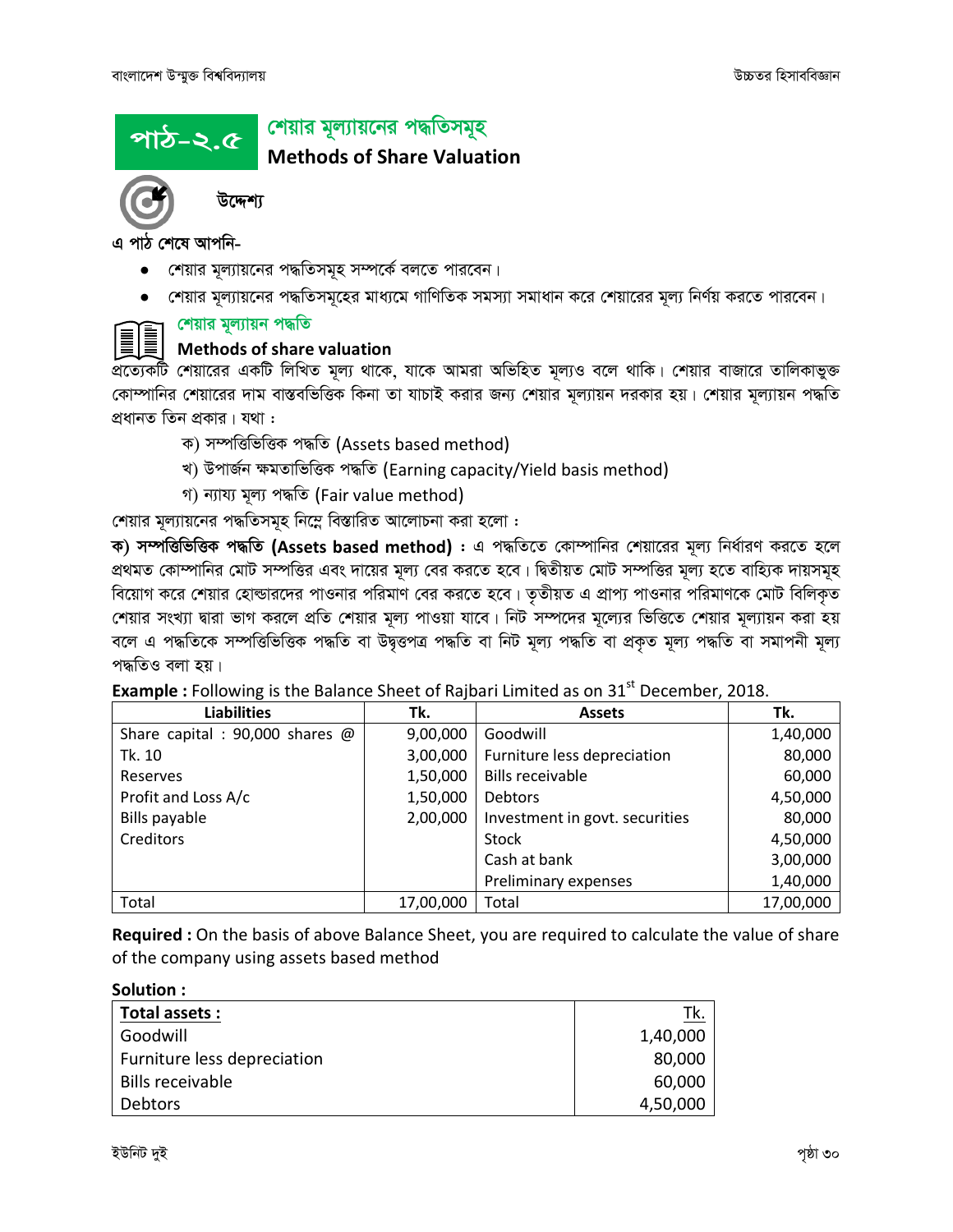# পাঠ-২.৫ শেয়ার মূল্যায়নের পদ্ধতিসমূহ

## Methods of Share Valuation

### উদ্দেশ্য

এ পাঠ শেষে আপনি-

- শেয়ার মূল্যায়নের পদ্ধতিসমূহ সম্পর্কে বলতে পারবেন।
- শেয়ার মূল্যায়নের পদ্ধতিসমূহের মাধ্যমে গাণিতিক সমস্যা সমাধান করে শেয়ারের মূল্য নির্ণয় করতে পারবেন।

### শেয়ার মূল্যায়ন পদ্ধতি

### Methods of share valuation

প্রত্যেকটি শেয়ারের একটি লিখিত মূল্য থাকে, যাকে আমরা অভিহিত মূল্যও বলে থাকি। শেয়ার বাজারে তালিকাভুক্ত কোম্পানির শেয়ারের দাম বাস্তবভিত্তিক কিনা তা যাচাই করার জন্য শেয়ার মূল্যায়ন দরকার হয়। শেয়ার মূল্যায়ন পদ্ধতি প্রধানত তিন প্রকার। যথা :

ক) সম্পত্তিভিত্তিক পদ্ধতি (Assets based method)
খ) উপার্জন ক্ষমতাভিত্তিক পদ্ধতি (Earning capacity/Yield basis method)
গ) ন্যায্য মূল্য পদ্ধতি (Fair value method)

শেয়ার মূল্যায়নের পদ্ধতিসমূহ নিম্নে বিস্তারিত আলোচনা করা হলো :

**ক) সম্পত্তিভিত্তিক পদ্ধতি (Assets based method) :** এ পদ্ধতিতে কোম্পানির শেয়ারের মূল্য নির্ধারণ করতে হলে প্রথমত কোম্পানির মোট সম্পত্তির এবং দায়ের মূল্য বের করতে হবে। দ্বিতীয়ত মোট সম্পত্তির মূল্য হতে বাহ্যিক দায়সমূহ বিয়োগ করে শেয়ার হোল্ডারদের পাওনার পরিমাণ বের করতে হবে। তৃতীয়ত এ প্রাপ্য পাওনার পরিমাণকে মোট বিলিকৃত শেয়ার সংখ্যা দ্বারা ভাগ করলে প্রতি শেয়ার মূল্য পাওয়া যাবে। নিট সম্পদের মূল্যের ভিত্তিতে শেয়ার মূল্যায়ন করা হয় বলে এ পদ্ধতিকে সম্পত্তিভিত্তিক পদ্ধতি বা উদ্বৃত্তপত্র পদ্ধতি বা নিট মূল্য পদ্ধতি বা প্রকৃত মূল্য পদ্ধতি বা সমাপনী মূল্য পদ্ধতিও বলা হয়।

**Example :** Following is the Balance Sheet of Rajbari Limited as on 31st December, 2018.

| Liabilities | Tk. | Assets | Tk. |
|---|---|---|---|
| Share capital : 90,000 shares @ Tk. 10 | 9,00,000 | Goodwill | 1,40,000 |
| Reserves | 3,00,000 | Furniture less depreciation | 80,000 |
| Profit and Loss A/c | 1,50,000 | Bills receivable | 60,000 |
| Bills payable | 1,50,000 | Debtors | 4,50,000 |
| Creditors | 2,00,000 | Investment in govt. securities | 80,000 |
| | | Stock | 4,50,000 |
| | | Cash at bank | 3,00,000 |
| | | Preliminary expenses | 1,40,000 |
| Total | 17,00,000 | Total | 17,00,000 |

**Required :** On the basis of above Balance Sheet, you are required to calculate the value of share of the company using assets based method

**Solution :**

| **Total assets :** | Tk. |
|---|---|
| Goodwill | 1,40,000 |
| Furniture less depreciation | 80,000 |
| Bills receivable | 60,000 |
| Debtors | 4,50,000 |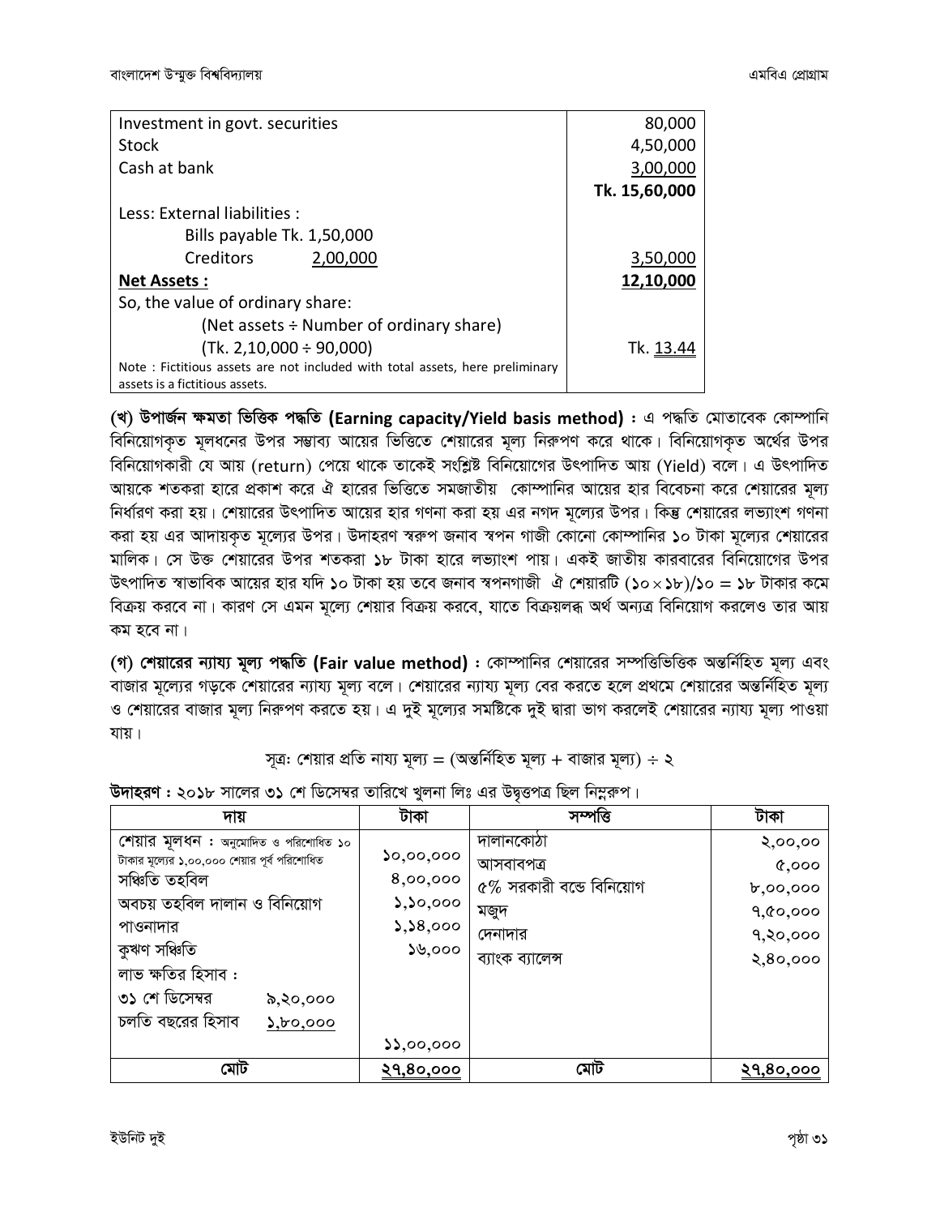| | |
|---|---|
| Investment in govt. securities | 80,000 |
| Stock | 4,50,000 |
| Cash at bank | 3,00,000 |
| | **Tk. 15,60,000** |
| Less: External liabilities : | |
| Bills payable Tk. 1,50,000 | |
| Creditors 2,00,000 | 3,50,000 |
| **Net Assets :** | **12,10,000** |
| So, the value of ordinary share: | |
| (Net assets ÷ Number of ordinary share) | |
| (Tk. 2,10,000 ÷ 90,000) | Tk. 13.44 |
| Note : Fictitious assets are not included with total assets, here preliminary assets is a fictitious assets. | |

**(খ) উপার্জন ক্ষমতা ভিত্তিক পদ্ধতি (Earning capacity/Yield basis method) :** এ পদ্ধতি মোতাবেক কোম্পানি বিনিয়োগকৃত মূলধনের উপর সম্ভাব্য আয়ের ভিত্তিতে শেয়ারের মূল্য নিরুপণ করে থাকে। বিনিয়োগকৃত অর্থের উপর বিনিয়োগকারী যে আয় (return) পেয়ে থাকে তাকেই সংশ্লিষ্ট বিনিয়োগের উৎপাদিত আয় (Yield) বলে। এ উৎপাদিত আয়কে শতকরা হারে প্রকাশ করে ঐ হারের ভিত্তিতে সমজাতীয় কোম্পানির আয়ের হার বিবেচনা করে শেয়ারের মূল্য নির্ধারণ করা হয়। শেয়ারের উৎপাদিত আয়ের হার গণনা করা হয় এর নগদ মূল্যের উপর। কিন্তু শেয়ারের লভ্যাংশ গণনা করা হয় এর আদায়কৃত মূল্যের উপর। উদাহরণ স্বরুপ জনাব স্বপন গাজী কোনো কোম্পানির ১০ টাকা মূল্যের শেয়ারের মালিক। সে উক্ত শেয়ারের উপর শতকরা ১৮ টাকা হারে লভ্যাংশ পায়। একই জাতীয় কারবারের বিনিয়োগের উপর উৎপাদিত স্বাভাবিক আয়ের হার যদি ১০ টাকা হয় তবে জনাব স্বপনগাজী ঐ শেয়ারটি (১০×১৮)/১০ = ১৮ টাকার কমে বিক্রয় করবে না। কারণ সে এমন মূল্যে শেয়ার বিক্রয় করবে, যাতে বিক্রয়লব্ধ অর্থ অন্যত্র বিনিয়োগ করলেও তার আয় কম হবে না।

**(গ) শেয়ারের ন্যায্য মূল্য পদ্ধতি (Fair value method) :** কোম্পানির শেয়ারের সম্পত্তিভিত্তিক অন্তর্নিহিত মূল্য এবং বাজার মূল্যের গড়কে শেয়ারের ন্যায্য মূল্য বলে। শেয়ারের ন্যায্য মূল্য বের করতে হলে প্রথমে শেয়ারের অন্তর্নিহিত মূল্য ও শেয়ারের বাজার মূল্য নিরুপণ করতে হয়। এ দুই মূল্যের সমষ্টিকে দুই দ্বারা ভাগ করলেই শেয়ারের ন্যায্য মূল্য পাওয়া যায়।

সূত্রঃ শেয়ার প্রতি নায্য মূল্য = (অন্তর্নিহিত মূল্য + বাজার মূল্য) ÷ ২

**উদাহরণ :** ২০১৮ সালের ৩১ শে ডিসেম্বর তারিখে খুলনা লিঃ এর উদ্বৃত্তপত্র ছিল নিম্নরুপ।

| দায় | টাকা | সম্পত্তি | টাকা |
|---|---|---|---|
| শেয়ার মূলধন : অনুমোদিত ও পরিশোধিত ১০ টাকার মূল্যের ১,০০,০০০ শেয়ার পূর্ব পরিশোধিত | ১০,০০,০০০ | দালানকোঠা | ২,০০,০০ |
| সঞ্চিতি তহবিল | ৪,০০,০০০ | আসবাবপত্র | ৫,০০০ |
| অবচয় তহবিল দালান ও বিনিয়োগ | ১,১০,০০০ | ৫% সরকারী বন্ডে বিনিয়োগ | ৮,০০,০০০ |
| পাওনাদার | ১,১৪,০০০ | মজুদ | ৭,৫০,০০০ |
| কুঋণ সঞ্চিতি | ১৬,০০০ | দেনাদার | ৭,২০,০০০ |
| লাভ ক্ষতির হিসাব : | | ব্যাংক ব্যালেন্স | ২,৪০,০০০ |
| ৩১ শে ডিসেম্বর ৯,২০,০০০ | | | |
| চলতি বছরের হিসাব ১,৮০,০০০ | ১১,০০,০০০ | | |
| **মোট** | **২৭,৪০,০০০** | **মোট** | **২৭,৪০,০০০** |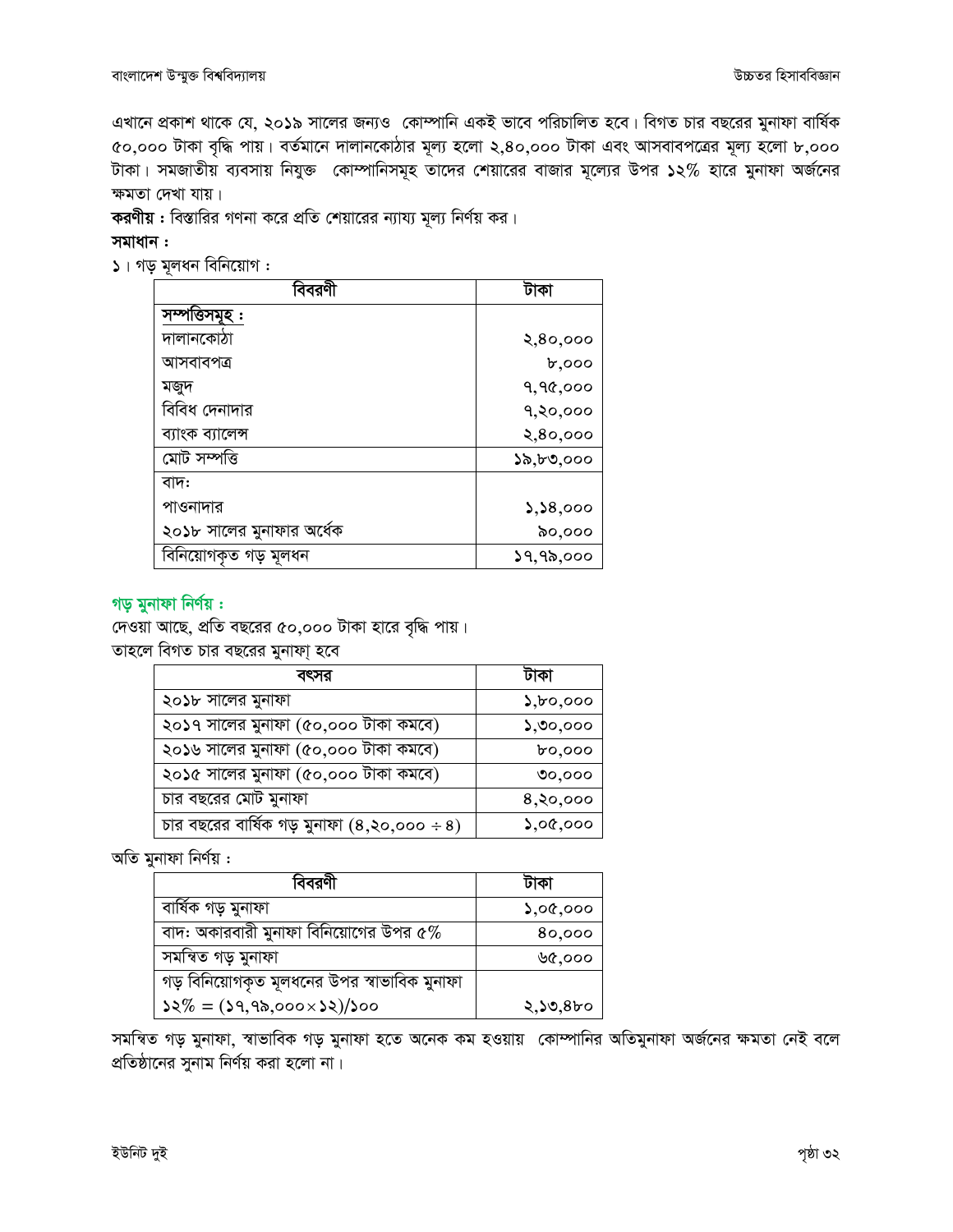এখানে প্রকাশ থাকে যে, ২০১৯ সালের জন্যও কোম্পানি একই ভাবে পরিচালিত হবে। বিগত চার বছরের মুনাফা বার্ষিক ৫০,০০০ টাকা বৃদ্ধি পায়। বর্তমানে দালানকোঠার মূল্য হলো ২,৪০,০০০ টাকা এবং আসবাবপত্রের মূল্য হলো ৮,০০০ টাকা। সমজাতীয় ব্যবসায় নিযুক্ত কোম্পানিসমূহ তাদের শেয়ারের বাজার মূল্যের উপর ১২% হারে মুনাফা অর্জনের ক্ষমতা দেখা যায়।

**করণীয় :** বিস্তারিত গণনা করে প্রতি শেয়ারের ন্যায্য মূল্য নির্ণয় কর।

**সমাধান :**

১। গড় মূলধন বিনিয়োগ :

| বিবরণী | টাকা |
|---|---|
| **সম্পত্তিসমূহ :** | |
| দালানকোঠা | ২,৪০,০০০ |
| আসবাবপত্র | ৮,০০০ |
| মজুদ | ৭,৭৫,০০০ |
| বিবিধ দেনাদার | ৭,২০,০০০ |
| ব্যাংক ব্যালেন্স | ২,৪০,০০০ |
| মোট সম্পত্তি | ১৯,৮৩,০০০ |
| বাদ: | |
| পাওনাদার | ১,১৪,০০০ |
| ২০১৮ সালের মুনাফার অর্ধেক | ৯০,০০০ |
| বিনিয়োগকৃত গড় মূলধন | ১৭,৭৯,০০০ |

**গড় মুনাফা নির্ণয় :**

দেওয়া আছে, প্রতি বছরের ৫০,০০০ টাকা হারে বৃদ্ধি পায়।

তাহলে বিগত চার বছরের মুনাফা হবে

| বৎসর | টাকা |
|---|---|
| ২০১৮ সালের মুনাফা | ১,৮০,০০০ |
| ২০১৭ সালের মুনাফা (৫০,০০০ টাকা কমবে) | ১,৩০,০০০ |
| ২০১৬ সালের মুনাফা (৫০,০০০ টাকা কমবে) | ৮০,০০০ |
| ২০১৫ সালের মুনাফা (৫০,০০০ টাকা কমবে) | ৩০,০০০ |
| চার বছরের মোট মুনাফা | ৪,২০,০০০ |
| চার বছরের বার্ষিক গড় মুনাফা (৪,২০,০০০ ÷ ৪) | ১,০৫,০০০ |

অতি মুনাফা নির্ণয় :

| বিবরণী | টাকা |
|---|---|
| বার্ষিক গড় মুনাফা | ১,০৫,০০০ |
| বাদ: অকারবারী মুনাফা বিনিয়োগের উপর ৫% | ৪০,০০০ |
| সমন্বিত গড় মুনাফা | ৬৫,০০০ |
| গড় বিনিয়োগকৃত মূলধনের উপর স্বাভাবিক মুনাফা ১২% = (১৭,৭৯,০০০×১২)/১০০ | ২,১৩,৪৮০ |

সমন্বিত গড় মুনাফা, স্বাভাবিক গড় মুনাফা হতে অনেক কম হওয়ায় কোম্পানির অতিমুনাফা অর্জনের ক্ষমতা নেই বলে প্রতিষ্ঠানের সুনাম নির্ণয় করা হলো না।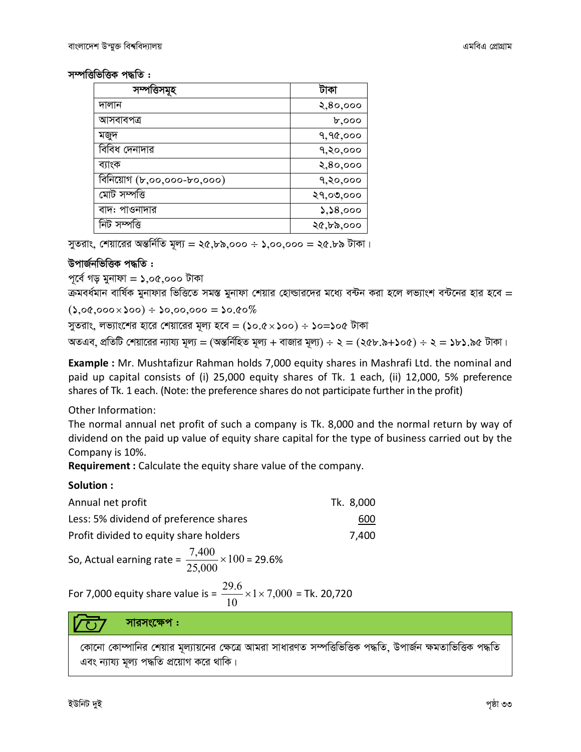**সম্পত্তিভিত্তিক পদ্ধতি :**

| সম্পত্তিসমূহ | টাকা |
|---|---|
| দালান | ২,৪০,০০০ |
| আসবাবপত্র | ৮,০০০ |
| মজুদ | ৭,৭৫,০০০ |
| বিবিধ দেনাদার | ৭,২০,০০০ |
| ব্যাংক | ২,৪০,০০০ |
| বিনিয়োগ (৮,০০,০০০-৮০,০০০) | ৭,২০,০০০ |
| মোট সম্পত্তি | ২৭,০৩,০০০ |
| বাদ: পাওনাদার | ১,১৪,০০০ |
| নিট সম্পত্তি | ২৫,৮৯,০০০ |

সুতরাং, শেয়ারের অন্তর্নিতি মূল্য = ২৫,৮৯,০০০ ÷ ১,০০,০০০ = ২৫.৮৯ টাকা।

**উপার্জনভিত্তিক পদ্ধতি :**

পূর্বে গড় মুনাফা = ১,০৫,০০০ টাকা

ক্রমবর্ধমান বার্ষিক মুনাফার ভিত্তিতে সমস্ত মুনাফা শেয়ার হোল্ডারদের মধ্যে বন্টন করা হলে লভ্যাংশ বন্টনের হার হবে = (১,০৫,০০০×১০০) ÷ ১০,০০,০০০ = ১০.৫০%

সুতরাং, লভ্যাংশের হারে শেয়ারের মূল্য হবে = (১০.৫×১০০) ÷ ১০=১০৫ টাকা

অতএব, প্রতিটি শেয়ারের ন্যায্য মূল্য = (অন্তর্নিহিত মূল্য + বাজার মূল্য) ÷ ২ = (২৫৮.৯+১০৫) ÷ ২ = ১৮১.৯৫ টাকা।

**Example :** Mr. Mushtafizur Rahman holds 7,000 equity shares in Mashrafi Ltd. the nominal and paid up capital consists of (i) 25,000 equity shares of Tk. 1 each, (ii) 12,000, 5% preference shares of Tk. 1 each. (Note: the preference shares do not participate further in the profit)

Other Information:

The normal annual net profit of such a company is Tk. 8,000 and the normal return by way of dividend on the paid up value of equity share capital for the type of business carried out by the Company is 10%.

**Requirement :** Calculate the equity share value of the company.

**Solution :**

| | |
|---|---|
| Annual net profit | Tk. 8,000 |
| Less: 5% dividend of preference shares | 600 |
| Profit divided to equity share holders | 7,400 |

So, Actual earning rate = $\frac{7,400}{25,000} \times 100$ = 29.6%

For 7,000 equity share value is = $\frac{29.6}{10} \times 1 \times 7,000$ = Tk. 20,720

**সারসংক্ষেপ :**

কোনো কোম্পানির শেয়ার মূল্যায়নের ক্ষেত্রে আমরা সাধারণত সম্পত্তিভিত্তিক পদ্ধতি, উপার্জন ক্ষমতাভিত্তিক পদ্ধতি এবং ন্যায্য মূল্য পদ্ধতি প্রয়োগ করে থাকি।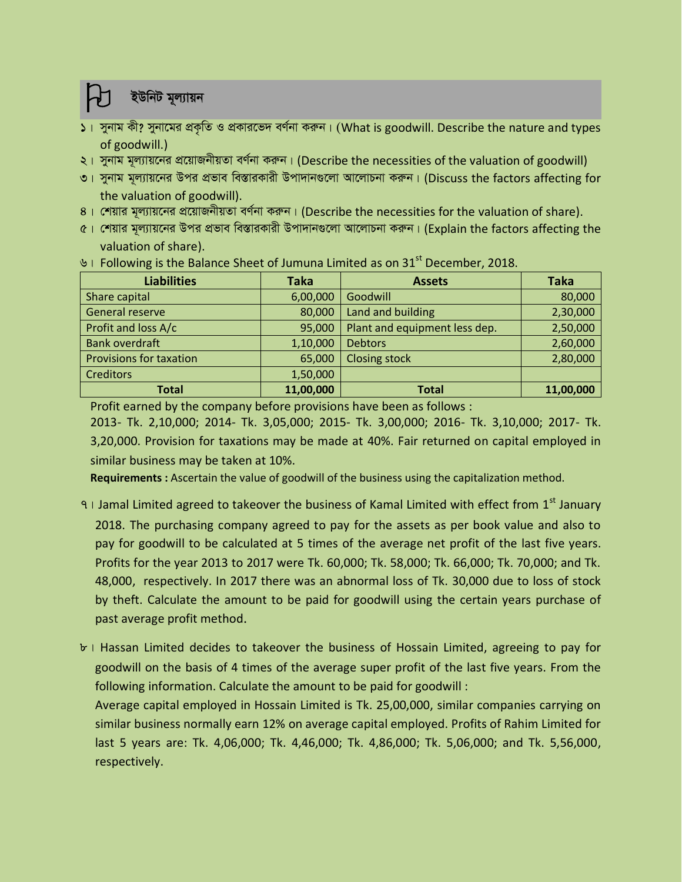## ইউনিট মূল্যায়ন

১। সুনাম কী? সুনামের প্রকৃতি ও প্রকারভেদ বর্ণনা করুন। (What is goodwill. Describe the nature and types of goodwill.)

২। সুনাম মূল্যায়নের প্রয়োজনীয়তা বর্ণনা করুন। (Describe the necessities of the valuation of goodwill)

৩। সুনাম মূল্যায়নের উপর প্রভাব বিস্তারকারী উপাদানগুলো আলোচনা করুন। (Discuss the factors affecting for the valuation of goodwill).

৪। শেয়ার মূল্যায়নের প্রয়োজনীয়তা বর্ণনা করুন। (Describe the necessities for the valuation of share).

৫। শেয়ার মূল্যায়নের উপর প্রভাব বিস্তারকারী উপাদানগুলো আলোচনা করুন। (Explain the factors affecting the valuation of share).

৬। Following is the Balance Sheet of Jumuna Limited as on 31st December, 2018.

| Liabilities | Taka | Assets | Taka |
|---|---|---|---|
| Share capital | 6,00,000 | Goodwill | 80,000 |
| General reserve | 80,000 | Land and building | 2,30,000 |
| Profit and loss A/c | 95,000 | Plant and equipment less dep. | 2,50,000 |
| Bank overdraft | 1,10,000 | Debtors | 2,60,000 |
| Provisions for taxation | 65,000 | Closing stock | 2,80,000 |
| Creditors | 1,50,000 | | |
| **Total** | **11,00,000** | **Total** | **11,00,000** |

Profit earned by the company before provisions have been as follows :
2013- Tk. 2,10,000; 2014- Tk. 3,05,000; 2015- Tk. 3,00,000; 2016- Tk. 3,10,000; 2017- Tk. 3,20,000. Provision for taxations may be made at 40%. Fair returned on capital employed in similar business may be taken at 10%.

**Requirements :** Ascertain the value of goodwill of the business using the capitalization method.

৭। Jamal Limited agreed to takeover the business of Kamal Limited with effect from 1st January 2018. The purchasing company agreed to pay for the assets as per book value and also to pay for goodwill to be calculated at 5 times of the average net profit of the last five years. Profits for the year 2013 to 2017 were Tk. 60,000; Tk. 58,000; Tk. 66,000; Tk. 70,000; and Tk. 48,000, respectively. In 2017 there was an abnormal loss of Tk. 30,000 due to loss of stock by theft. Calculate the amount to be paid for goodwill using the certain years purchase of past average profit method.

৮। Hassan Limited decides to takeover the business of Hossain Limited, agreeing to pay for goodwill on the basis of 4 times of the average super profit of the last five years. From the following information. Calculate the amount to be paid for goodwill :
Average capital employed in Hossain Limited is Tk. 25,00,000, similar companies carrying on similar business normally earn 12% on average capital employed. Profits of Rahim Limited for last 5 years are: Tk. 4,06,000; Tk. 4,46,000; Tk. 4,86,000; Tk. 5,06,000; and Tk. 5,56,000, respectively.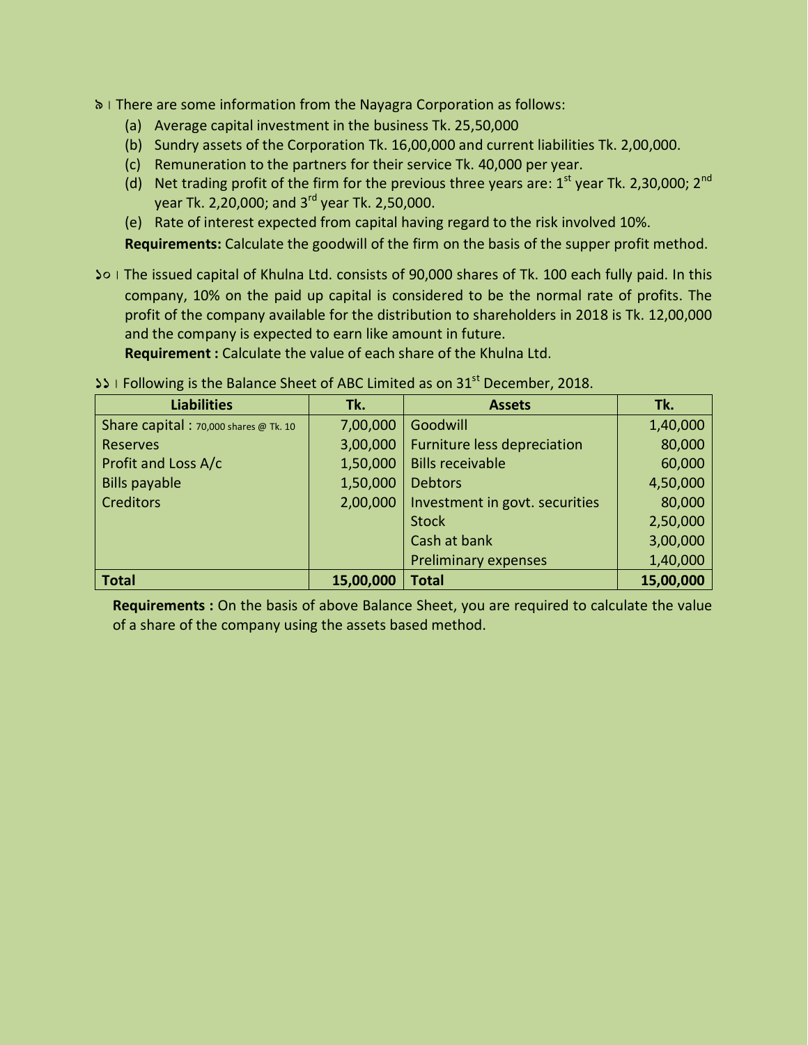৯। There are some information from the Nayagra Corporation as follows:

(a) Average capital investment in the business Tk. 25,50,000
(b) Sundry assets of the Corporation Tk. 16,00,000 and current liabilities Tk. 2,00,000.
(c) Remuneration to the partners for their service Tk. 40,000 per year.
(d) Net trading profit of the firm for the previous three years are: 1st year Tk. 2,30,000; 2nd year Tk. 2,20,000; and 3rd year Tk. 2,50,000.
(e) Rate of interest expected from capital having regard to the risk involved 10%.

**Requirements:** Calculate the goodwill of the firm on the basis of the supper profit method.

১০। The issued capital of Khulna Ltd. consists of 90,000 shares of Tk. 100 each fully paid. In this company, 10% on the paid up capital is considered to be the normal rate of profits. The profit of the company available for the distribution to shareholders in 2018 is Tk. 12,00,000 and the company is expected to earn like amount in future.

**Requirement :** Calculate the value of each share of the Khulna Ltd.

১১। Following is the Balance Sheet of ABC Limited as on 31st December, 2018.

| Liabilities | Tk. | Assets | Tk. |
|---|---|---|---|
| Share capital : 70,000 shares @ Tk. 10 | 7,00,000 | Goodwill | 1,40,000 |
| Reserves | 3,00,000 | Furniture less depreciation | 80,000 |
| Profit and Loss A/c | 1,50,000 | Bills receivable | 60,000 |
| Bills payable | 1,50,000 | Debtors | 4,50,000 |
| Creditors | 2,00,000 | Investment in govt. securities | 80,000 |
| | | Stock | 2,50,000 |
| | | Cash at bank | 3,00,000 |
| | | Preliminary expenses | 1,40,000 |
| **Total** | **15,00,000** | **Total** | **15,00,000** |

**Requirements :** On the basis of above Balance Sheet, you are required to calculate the value of a share of the company using the assets based method.